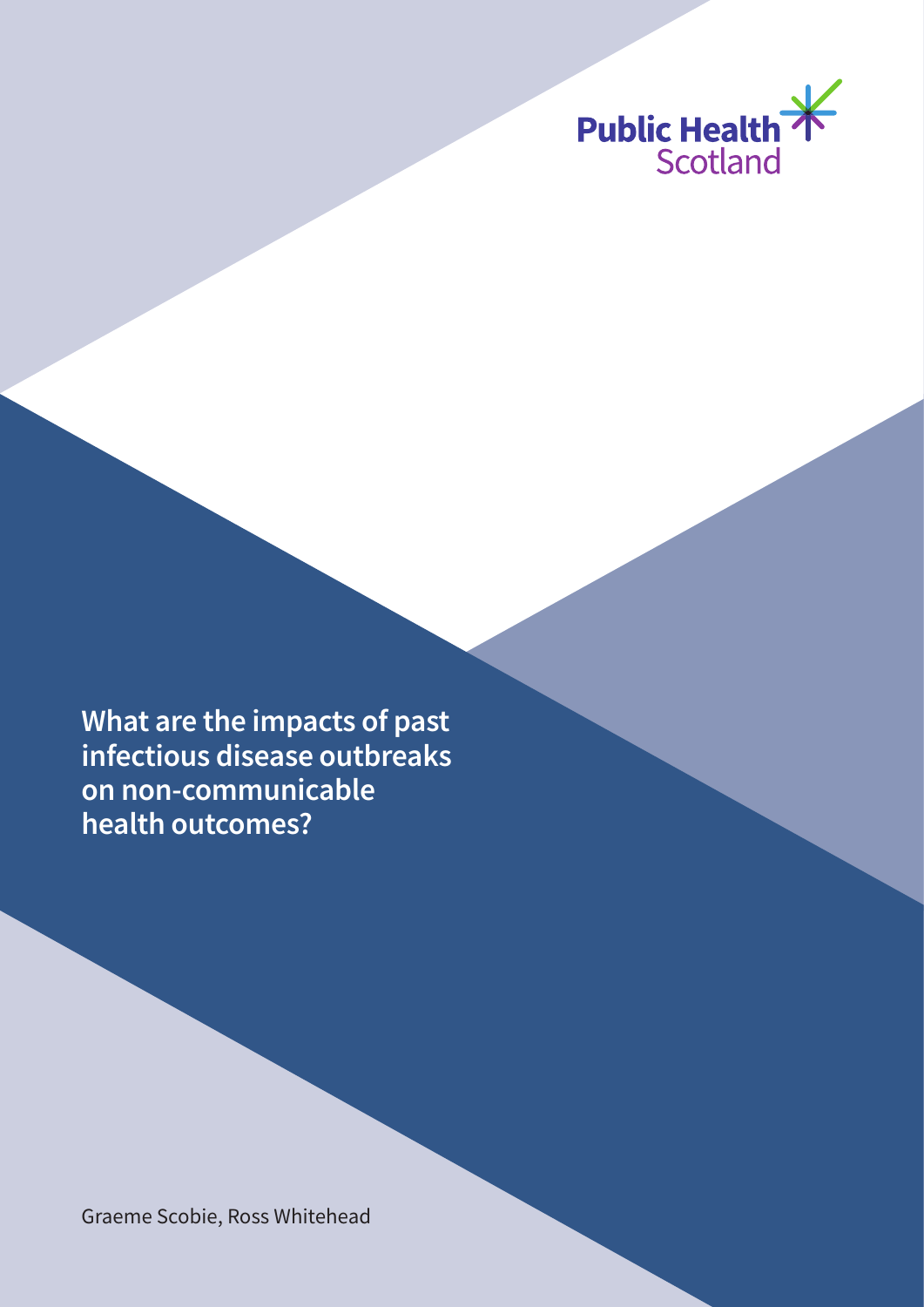Public Health Scotland

# What are the impacts of past infectious disease outbreaks on non-communicable health outcomes?

Graeme Scobie, Ross Whitehead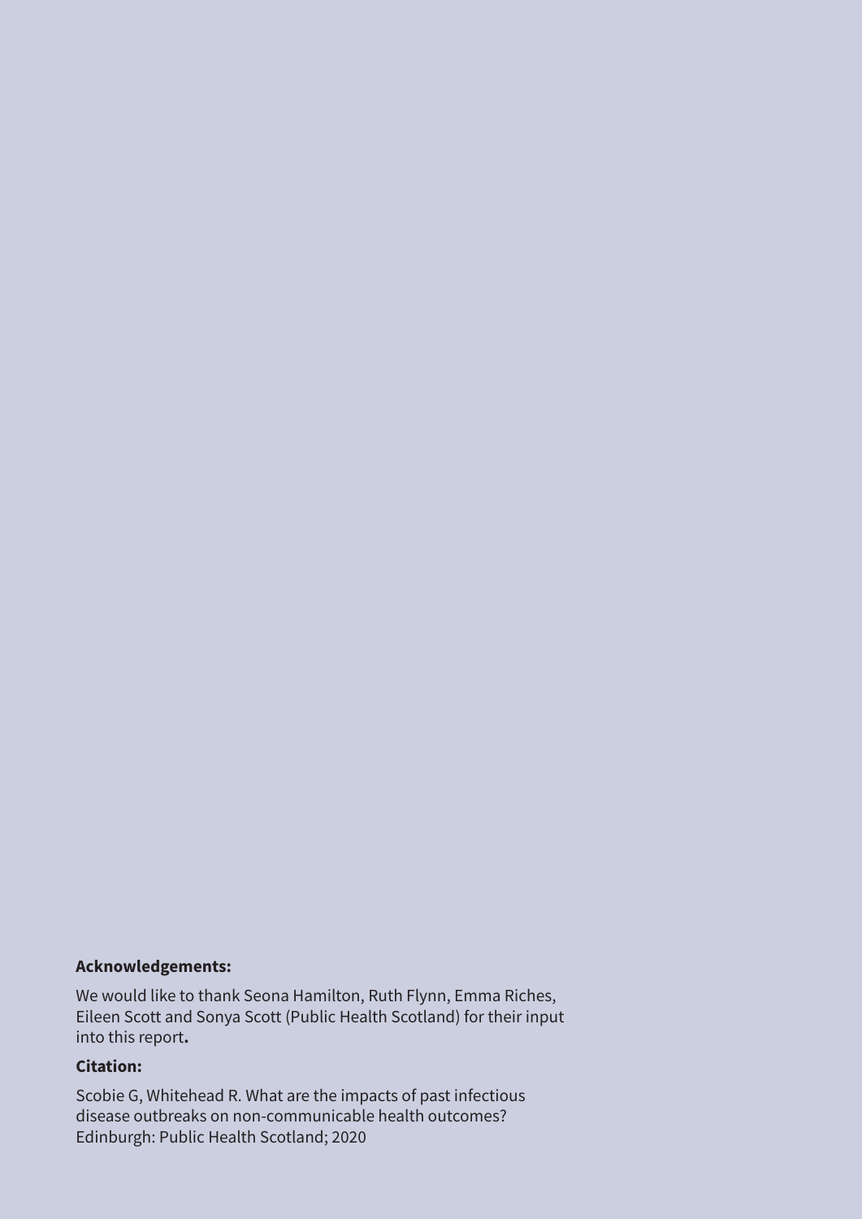**Acknowledgements:**

We would like to thank Seona Hamilton, Ruth Flynn, Emma Riches, Eileen Scott and Sonya Scott (Public Health Scotland) for their input into this report**.**

**Citation:**

Scobie G, Whitehead R. What are the impacts of past infectious disease outbreaks on non-communicable health outcomes? Edinburgh: Public Health Scotland; 2020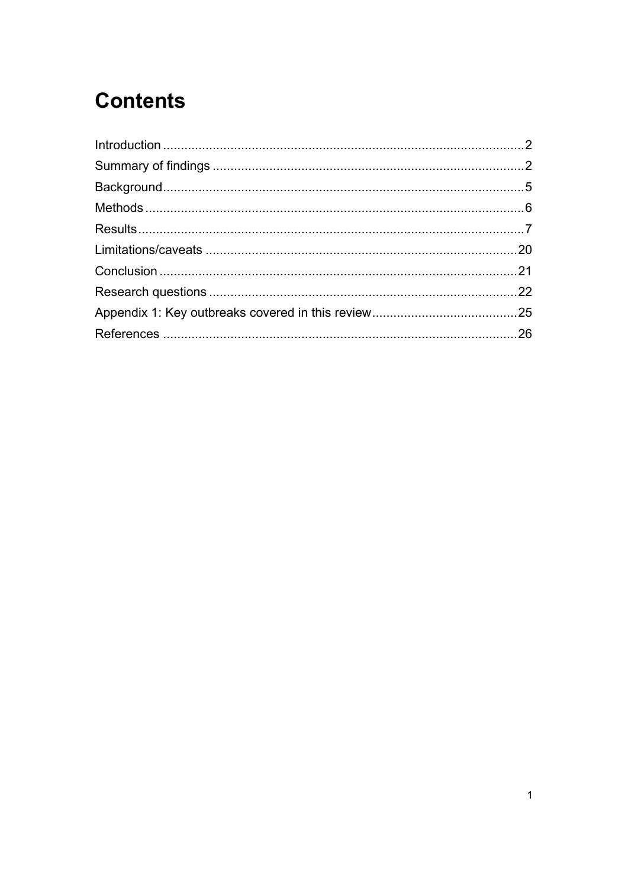# Contents

Introduction ..... 2
Summary of findings ..... 2
Background ..... 5
Methods ..... 6
Results ..... 7
Limitations/caveats ..... 20
Conclusion ..... 21
Research questions ..... 22
Appendix 1: Key outbreaks covered in this review ..... 25
References ..... 26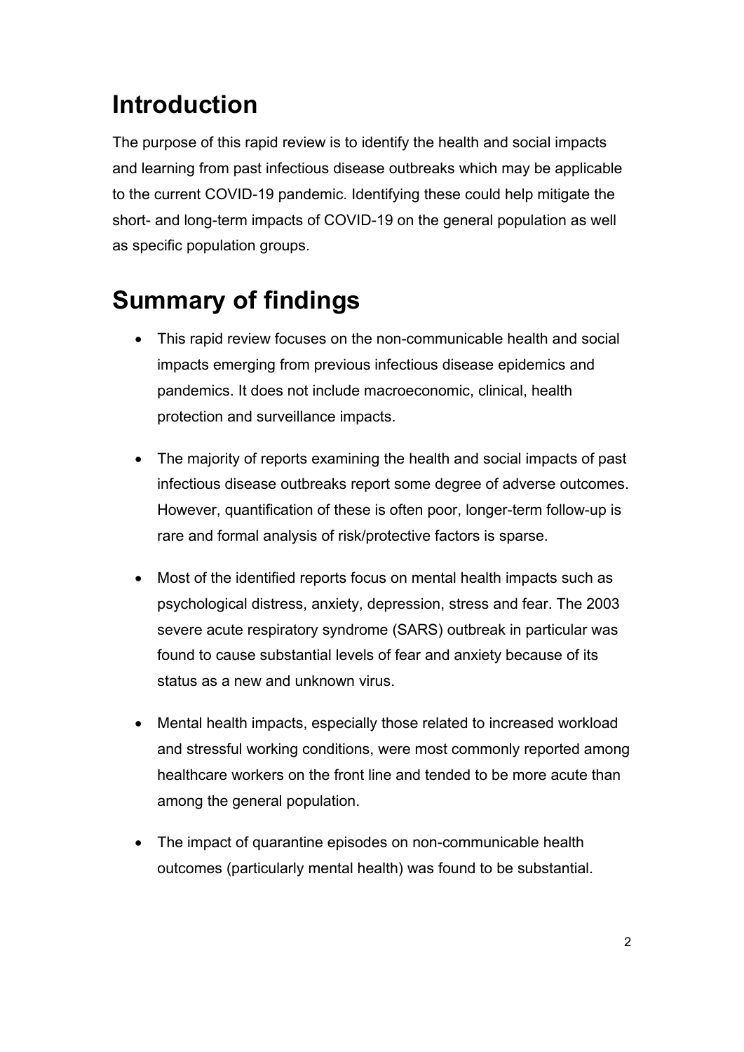# Introduction

The purpose of this rapid review is to identify the health and social impacts and learning from past infectious disease outbreaks which may be applicable to the current COVID-19 pandemic. Identifying these could help mitigate the short- and long-term impacts of COVID-19 on the general population as well as specific population groups.

# Summary of findings

- This rapid review focuses on the non-communicable health and social impacts emerging from previous infectious disease epidemics and pandemics. It does not include macroeconomic, clinical, health protection and surveillance impacts.
- The majority of reports examining the health and social impacts of past infectious disease outbreaks report some degree of adverse outcomes. However, quantification of these is often poor, longer-term follow-up is rare and formal analysis of risk/protective factors is sparse.
- Most of the identified reports focus on mental health impacts such as psychological distress, anxiety, depression, stress and fear. The 2003 severe acute respiratory syndrome (SARS) outbreak in particular was found to cause substantial levels of fear and anxiety because of its status as a new and unknown virus.
- Mental health impacts, especially those related to increased workload and stressful working conditions, were most commonly reported among healthcare workers on the front line and tended to be more acute than among the general population.
- The impact of quarantine episodes on non-communicable health outcomes (particularly mental health) was found to be substantial.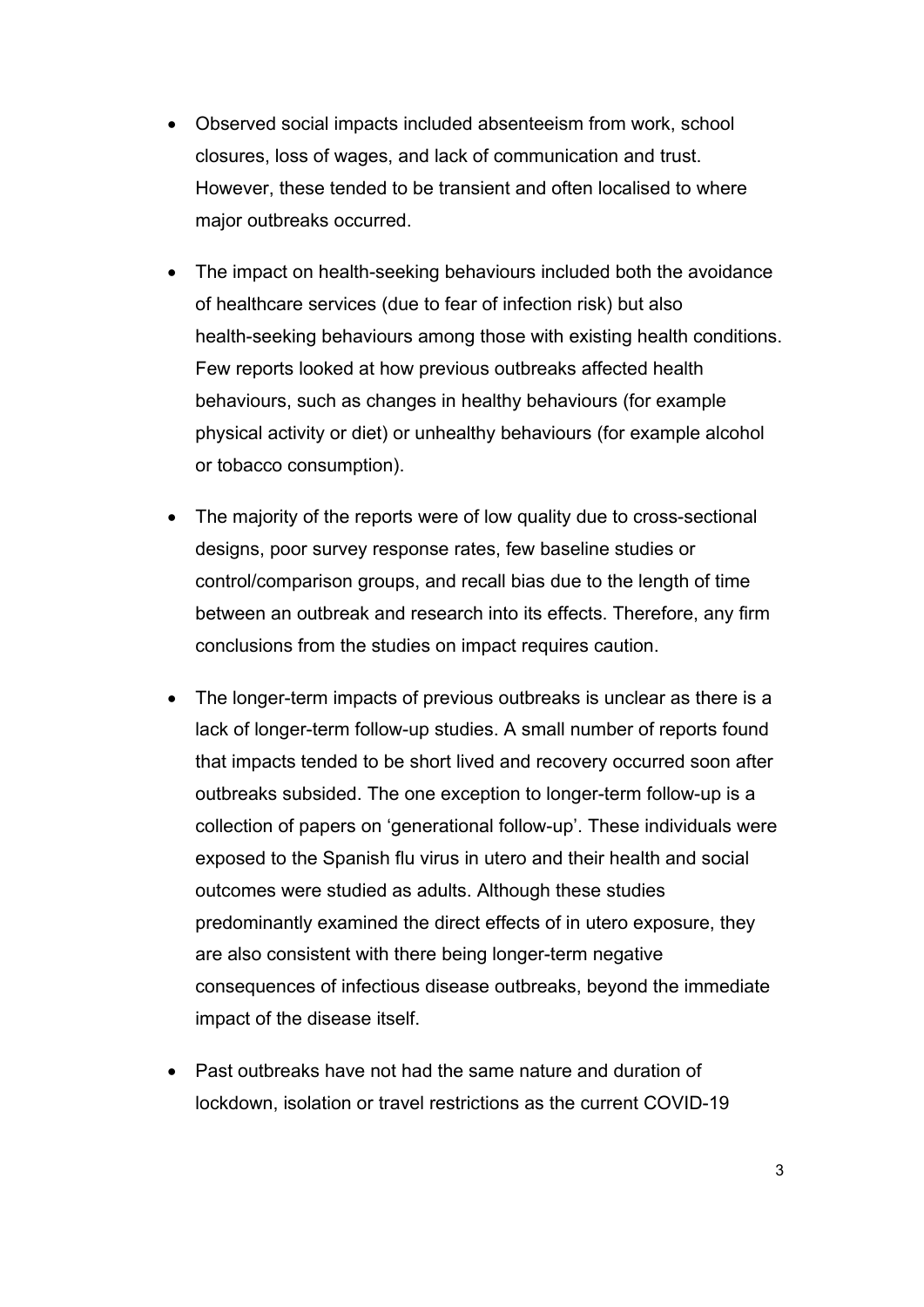- Observed social impacts included absenteeism from work, school closures, loss of wages, and lack of communication and trust. However, these tended to be transient and often localised to where major outbreaks occurred.

- The impact on health-seeking behaviours included both the avoidance of healthcare services (due to fear of infection risk) but also health-seeking behaviours among those with existing health conditions. Few reports looked at how previous outbreaks affected health behaviours, such as changes in healthy behaviours (for example physical activity or diet) or unhealthy behaviours (for example alcohol or tobacco consumption).

- The majority of the reports were of low quality due to cross-sectional designs, poor survey response rates, few baseline studies or control/comparison groups, and recall bias due to the length of time between an outbreak and research into its effects. Therefore, any firm conclusions from the studies on impact requires caution.

- The longer-term impacts of previous outbreaks is unclear as there is a lack of longer-term follow-up studies. A small number of reports found that impacts tended to be short lived and recovery occurred soon after outbreaks subsided. The one exception to longer-term follow-up is a collection of papers on 'generational follow-up'. These individuals were exposed to the Spanish flu virus in utero and their health and social outcomes were studied as adults. Although these studies predominantly examined the direct effects of in utero exposure, they are also consistent with there being longer-term negative consequences of infectious disease outbreaks, beyond the immediate impact of the disease itself.

- Past outbreaks have not had the same nature and duration of lockdown, isolation or travel restrictions as the current COVID-19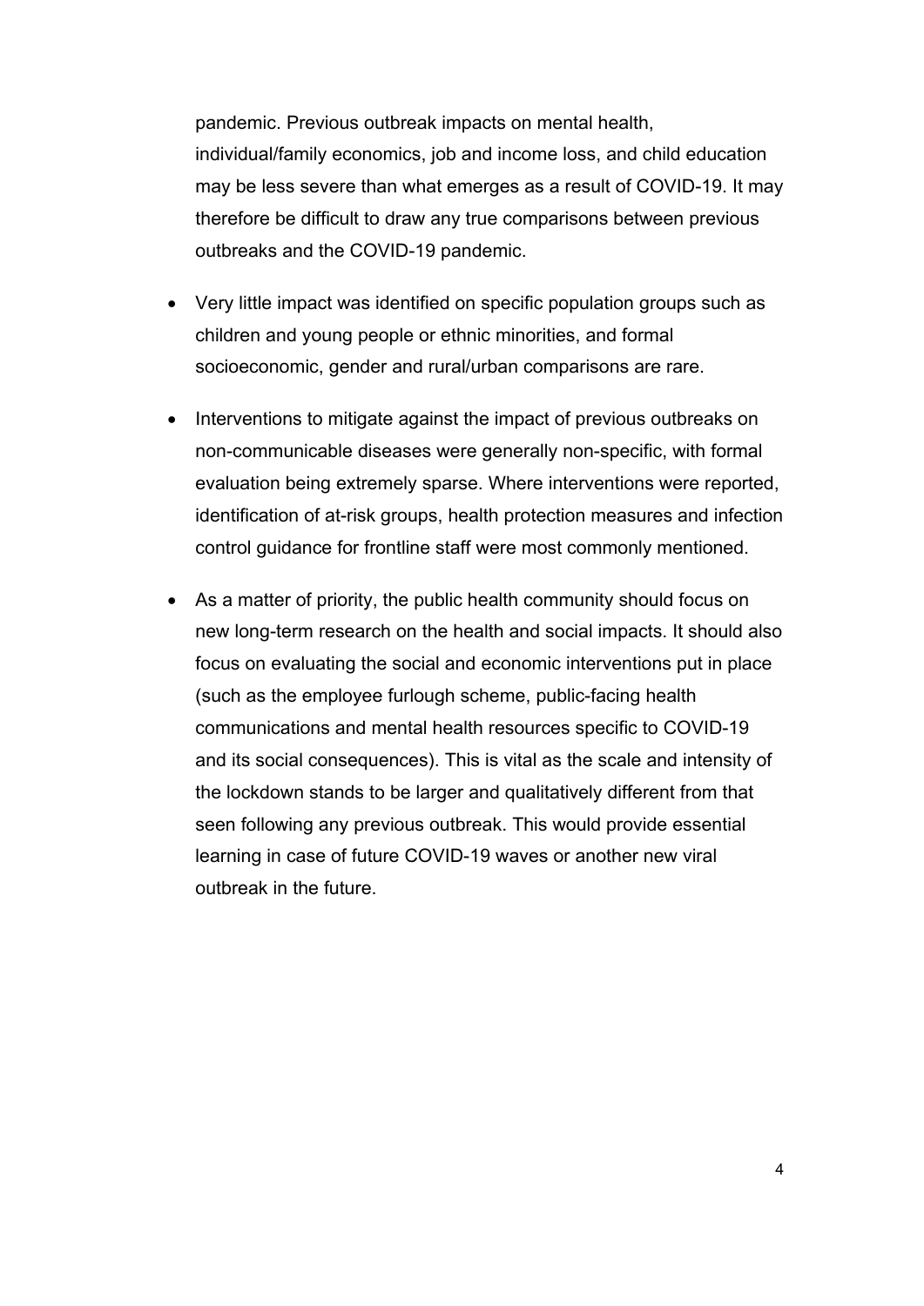pandemic. Previous outbreak impacts on mental health, individual/family economics, job and income loss, and child education may be less severe than what emerges as a result of COVID-19. It may therefore be difficult to draw any true comparisons between previous outbreaks and the COVID-19 pandemic.

- Very little impact was identified on specific population groups such as children and young people or ethnic minorities, and formal socioeconomic, gender and rural/urban comparisons are rare.
- Interventions to mitigate against the impact of previous outbreaks on non-communicable diseases were generally non-specific, with formal evaluation being extremely sparse. Where interventions were reported, identification of at-risk groups, health protection measures and infection control guidance for frontline staff were most commonly mentioned.
- As a matter of priority, the public health community should focus on new long-term research on the health and social impacts. It should also focus on evaluating the social and economic interventions put in place (such as the employee furlough scheme, public-facing health communications and mental health resources specific to COVID-19 and its social consequences). This is vital as the scale and intensity of the lockdown stands to be larger and qualitatively different from that seen following any previous outbreak. This would provide essential learning in case of future COVID-19 waves or another new viral outbreak in the future.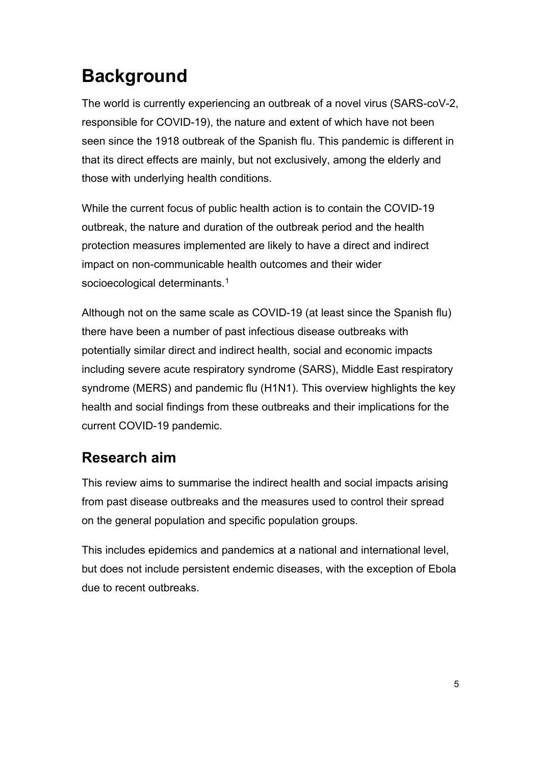# Background

The world is currently experiencing an outbreak of a novel virus (SARS-coV-2, responsible for COVID-19), the nature and extent of which have not been seen since the 1918 outbreak of the Spanish flu. This pandemic is different in that its direct effects are mainly, but not exclusively, among the elderly and those with underlying health conditions.

While the current focus of public health action is to contain the COVID-19 outbreak, the nature and duration of the outbreak period and the health protection measures implemented are likely to have a direct and indirect impact on non-communicable health outcomes and their wider socioecological determinants.[1]

Although not on the same scale as COVID-19 (at least since the Spanish flu) there have been a number of past infectious disease outbreaks with potentially similar direct and indirect health, social and economic impacts including severe acute respiratory syndrome (SARS), Middle East respiratory syndrome (MERS) and pandemic flu (H1N1). This overview highlights the key health and social findings from these outbreaks and their implications for the current COVID-19 pandemic.

## Research aim

This review aims to summarise the indirect health and social impacts arising from past disease outbreaks and the measures used to control their spread on the general population and specific population groups.

This includes epidemics and pandemics at a national and international level, but does not include persistent endemic diseases, with the exception of Ebola due to recent outbreaks.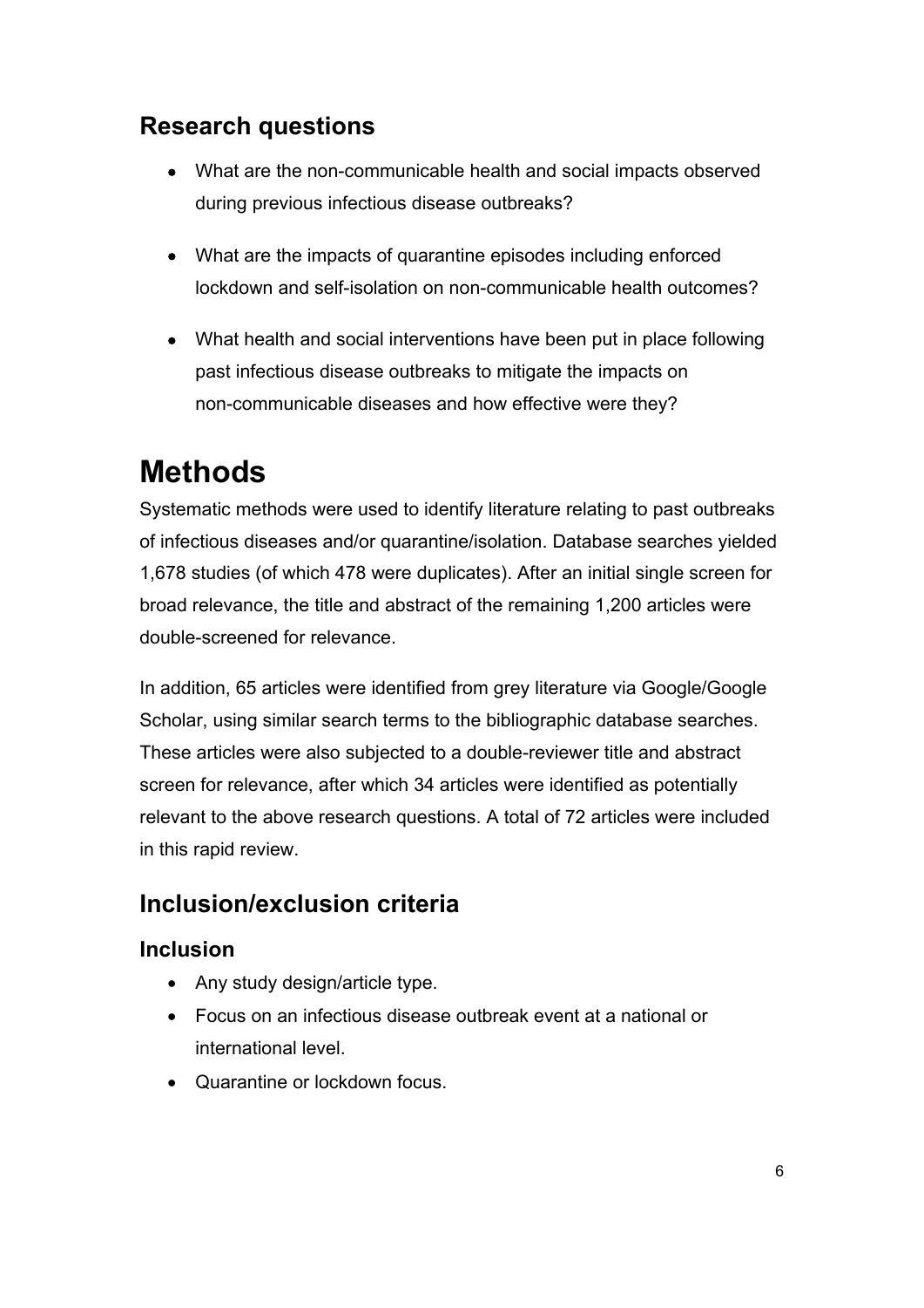## Research questions

- What are the non-communicable health and social impacts observed during previous infectious disease outbreaks?
- What are the impacts of quarantine episodes including enforced lockdown and self-isolation on non-communicable health outcomes?
- What health and social interventions have been put in place following past infectious disease outbreaks to mitigate the impacts on non-communicable diseases and how effective were they?

# Methods

Systematic methods were used to identify literature relating to past outbreaks of infectious diseases and/or quarantine/isolation. Database searches yielded 1,678 studies (of which 478 were duplicates). After an initial single screen for broad relevance, the title and abstract of the remaining 1,200 articles were double-screened for relevance.

In addition, 65 articles were identified from grey literature via Google/Google Scholar, using similar search terms to the bibliographic database searches. These articles were also subjected to a double-reviewer title and abstract screen for relevance, after which 34 articles were identified as potentially relevant to the above research questions. A total of 72 articles were included in this rapid review.

## Inclusion/exclusion criteria

### Inclusion

- Any study design/article type.
- Focus on an infectious disease outbreak event at a national or international level.
- Quarantine or lockdown focus.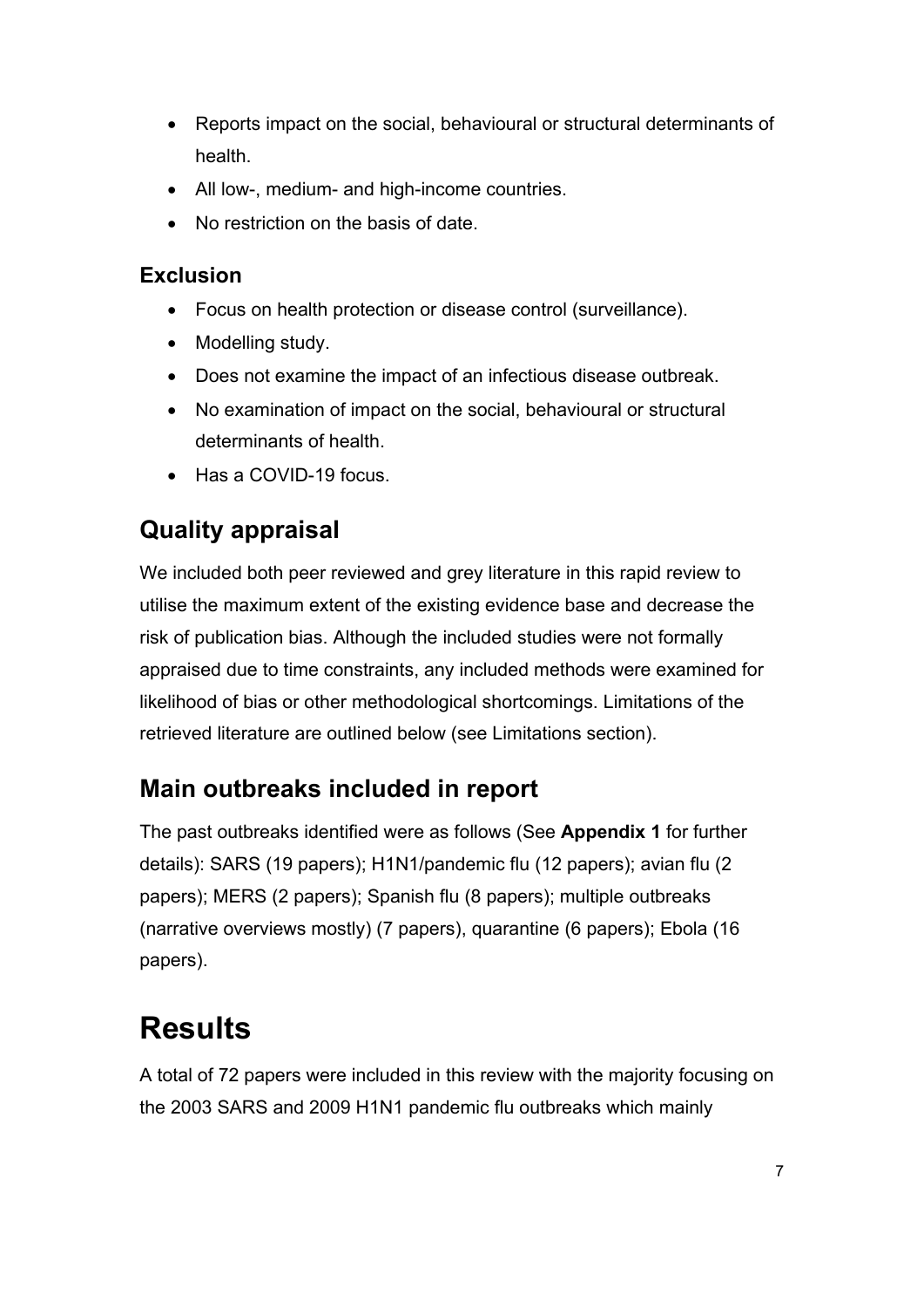- Reports impact on the social, behavioural or structural determinants of health.
- All low-, medium- and high-income countries.
- No restriction on the basis of date.

### Exclusion

- Focus on health protection or disease control (surveillance).
- Modelling study.
- Does not examine the impact of an infectious disease outbreak.
- No examination of impact on the social, behavioural or structural determinants of health.
- Has a COVID-19 focus.

## Quality appraisal

We included both peer reviewed and grey literature in this rapid review to utilise the maximum extent of the existing evidence base and decrease the risk of publication bias. Although the included studies were not formally appraised due to time constraints, any included methods were examined for likelihood of bias or other methodological shortcomings. Limitations of the retrieved literature are outlined below (see Limitations section).

## Main outbreaks included in report

The past outbreaks identified were as follows (See **Appendix 1** for further details): SARS (19 papers); H1N1/pandemic flu (12 papers); avian flu (2 papers); MERS (2 papers); Spanish flu (8 papers); multiple outbreaks (narrative overviews mostly) (7 papers), quarantine (6 papers); Ebola (16 papers).

# Results

A total of 72 papers were included in this review with the majority focusing on the 2003 SARS and 2009 H1N1 pandemic flu outbreaks which mainly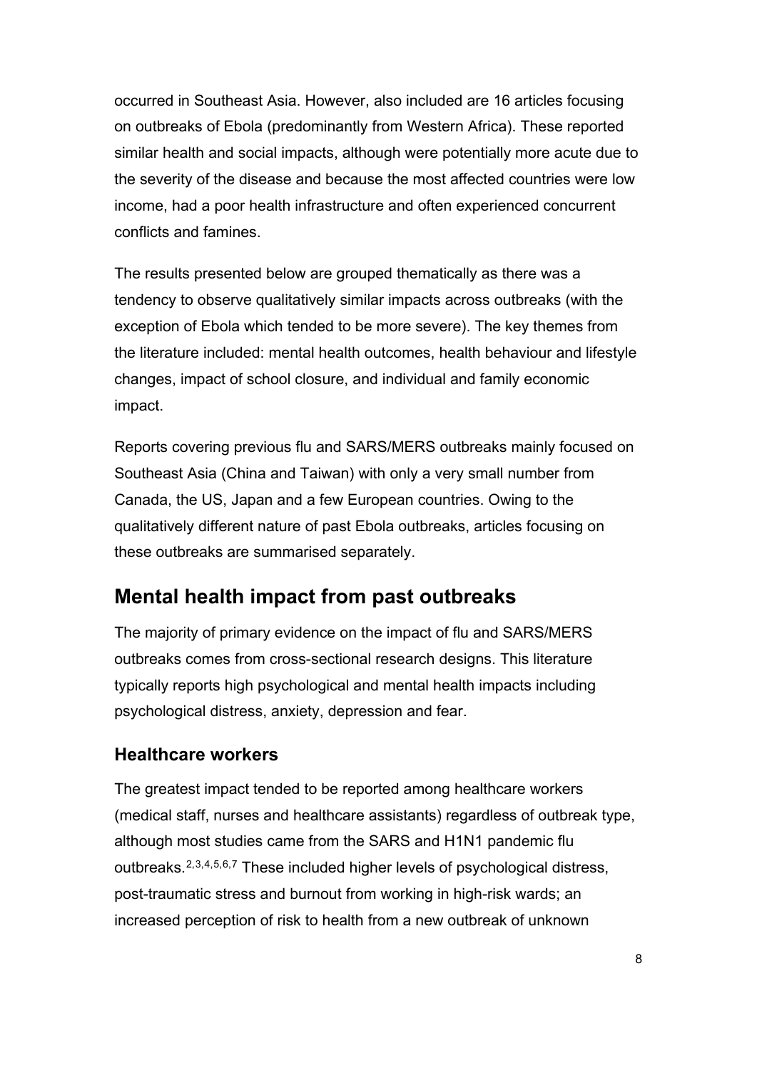occurred in Southeast Asia. However, also included are 16 articles focusing on outbreaks of Ebola (predominantly from Western Africa). These reported similar health and social impacts, although were potentially more acute due to the severity of the disease and because the most affected countries were low income, had a poor health infrastructure and often experienced concurrent conflicts and famines.

The results presented below are grouped thematically as there was a tendency to observe qualitatively similar impacts across outbreaks (with the exception of Ebola which tended to be more severe). The key themes from the literature included: mental health outcomes, health behaviour and lifestyle changes, impact of school closure, and individual and family economic impact.

Reports covering previous flu and SARS/MERS outbreaks mainly focused on Southeast Asia (China and Taiwan) with only a very small number from Canada, the US, Japan and a few European countries. Owing to the qualitatively different nature of past Ebola outbreaks, articles focusing on these outbreaks are summarised separately.

## Mental health impact from past outbreaks

The majority of primary evidence on the impact of flu and SARS/MERS outbreaks comes from cross-sectional research designs. This literature typically reports high psychological and mental health impacts including psychological distress, anxiety, depression and fear.

### Healthcare workers

The greatest impact tended to be reported among healthcare workers (medical staff, nurses and healthcare assistants) regardless of outbreak type, although most studies came from the SARS and H1N1 pandemic flu outbreaks.[2,3,4,5,6,7] These included higher levels of psychological distress, post-traumatic stress and burnout from working in high-risk wards; an increased perception of risk to health from a new outbreak of unknown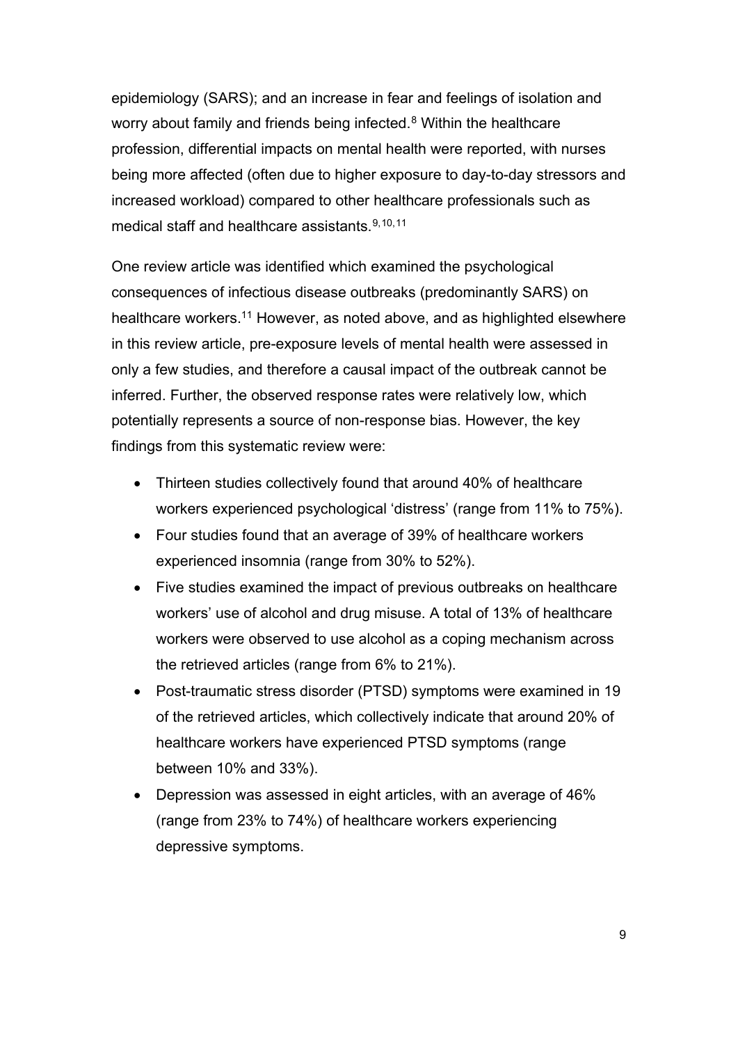epidemiology (SARS); and an increase in fear and feelings of isolation and worry about family and friends being infected.[8] Within the healthcare profession, differential impacts on mental health were reported, with nurses being more affected (often due to higher exposure to day-to-day stressors and increased workload) compared to other healthcare professionals such as medical staff and healthcare assistants.[9,10,11]

One review article was identified which examined the psychological consequences of infectious disease outbreaks (predominantly SARS) on healthcare workers.[11] However, as noted above, and as highlighted elsewhere in this review article, pre-exposure levels of mental health were assessed in only a few studies, and therefore a causal impact of the outbreak cannot be inferred. Further, the observed response rates were relatively low, which potentially represents a source of non-response bias. However, the key findings from this systematic review were:

- Thirteen studies collectively found that around 40% of healthcare workers experienced psychological 'distress' (range from 11% to 75%).
- Four studies found that an average of 39% of healthcare workers experienced insomnia (range from 30% to 52%).
- Five studies examined the impact of previous outbreaks on healthcare workers' use of alcohol and drug misuse. A total of 13% of healthcare workers were observed to use alcohol as a coping mechanism across the retrieved articles (range from 6% to 21%).
- Post-traumatic stress disorder (PTSD) symptoms were examined in 19 of the retrieved articles, which collectively indicate that around 20% of healthcare workers have experienced PTSD symptoms (range between 10% and 33%).
- Depression was assessed in eight articles, with an average of 46% (range from 23% to 74%) of healthcare workers experiencing depressive symptoms.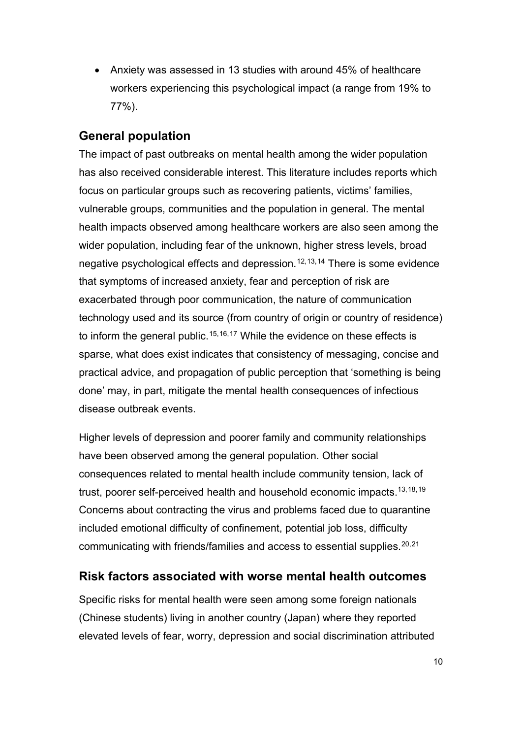- Anxiety was assessed in 13 studies with around 45% of healthcare workers experiencing this psychological impact (a range from 19% to 77%).

## General population

The impact of past outbreaks on mental health among the wider population has also received considerable interest. This literature includes reports which focus on particular groups such as recovering patients, victims' families, vulnerable groups, communities and the population in general. The mental health impacts observed among healthcare workers are also seen among the wider population, including fear of the unknown, higher stress levels, broad negative psychological effects and depression.[12,13,14] There is some evidence that symptoms of increased anxiety, fear and perception of risk are exacerbated through poor communication, the nature of communication technology used and its source (from country of origin or country of residence) to inform the general public.[15,16,17] While the evidence on these effects is sparse, what does exist indicates that consistency of messaging, concise and practical advice, and propagation of public perception that 'something is being done' may, in part, mitigate the mental health consequences of infectious disease outbreak events.

Higher levels of depression and poorer family and community relationships have been observed among the general population. Other social consequences related to mental health include community tension, lack of trust, poorer self-perceived health and household economic impacts.[13,18,19] Concerns about contracting the virus and problems faced due to quarantine included emotional difficulty of confinement, potential job loss, difficulty communicating with friends/families and access to essential supplies.[20,21]

## Risk factors associated with worse mental health outcomes

Specific risks for mental health were seen among some foreign nationals (Chinese students) living in another country (Japan) where they reported elevated levels of fear, worry, depression and social discrimination attributed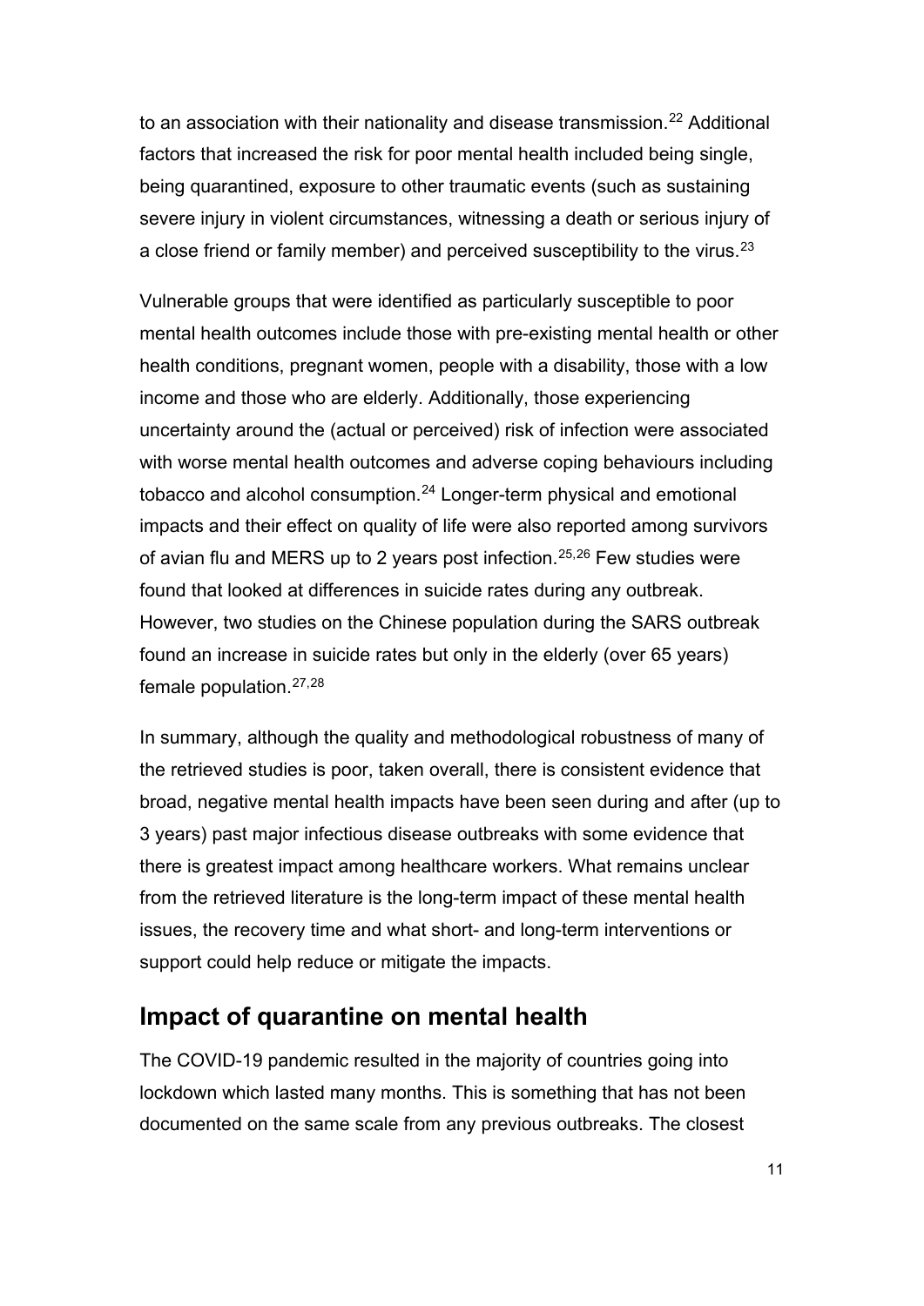to an association with their nationality and disease transmission.[22] Additional factors that increased the risk for poor mental health included being single, being quarantined, exposure to other traumatic events (such as sustaining severe injury in violent circumstances, witnessing a death or serious injury of a close friend or family member) and perceived susceptibility to the virus.[23]

Vulnerable groups that were identified as particularly susceptible to poor mental health outcomes include those with pre-existing mental health or other health conditions, pregnant women, people with a disability, those with a low income and those who are elderly. Additionally, those experiencing uncertainty around the (actual or perceived) risk of infection were associated with worse mental health outcomes and adverse coping behaviours including tobacco and alcohol consumption.[24] Longer-term physical and emotional impacts and their effect on quality of life were also reported among survivors of avian flu and MERS up to 2 years post infection.[25,26] Few studies were found that looked at differences in suicide rates during any outbreak. However, two studies on the Chinese population during the SARS outbreak found an increase in suicide rates but only in the elderly (over 65 years) female population.[27,28]

In summary, although the quality and methodological robustness of many of the retrieved studies is poor, taken overall, there is consistent evidence that broad, negative mental health impacts have been seen during and after (up to 3 years) past major infectious disease outbreaks with some evidence that there is greatest impact among healthcare workers. What remains unclear from the retrieved literature is the long-term impact of these mental health issues, the recovery time and what short- and long-term interventions or support could help reduce or mitigate the impacts.

## Impact of quarantine on mental health

The COVID-19 pandemic resulted in the majority of countries going into lockdown which lasted many months. This is something that has not been documented on the same scale from any previous outbreaks. The closest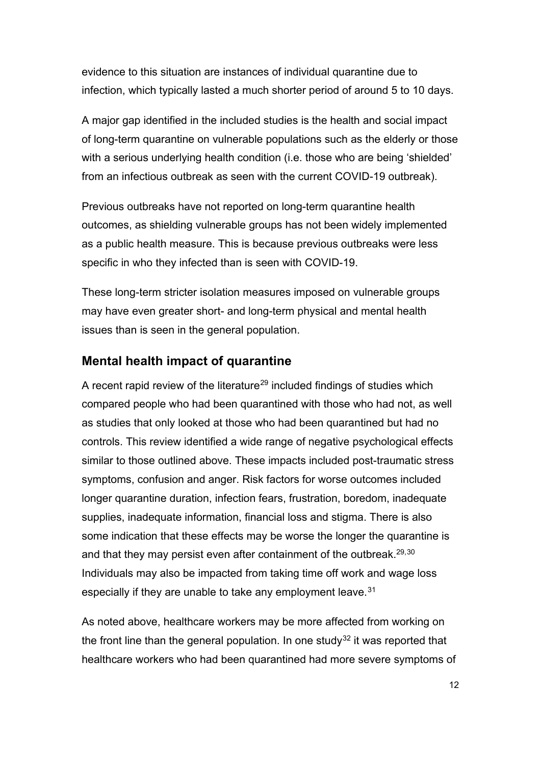evidence to this situation are instances of individual quarantine due to infection, which typically lasted a much shorter period of around 5 to 10 days.

A major gap identified in the included studies is the health and social impact of long-term quarantine on vulnerable populations such as the elderly or those with a serious underlying health condition (i.e. those who are being 'shielded' from an infectious outbreak as seen with the current COVID-19 outbreak).

Previous outbreaks have not reported on long-term quarantine health outcomes, as shielding vulnerable groups has not been widely implemented as a public health measure. This is because previous outbreaks were less specific in who they infected than is seen with COVID-19.

These long-term stricter isolation measures imposed on vulnerable groups may have even greater short- and long-term physical and mental health issues than is seen in the general population.

## Mental health impact of quarantine

A recent rapid review of the literature[29] included findings of studies which compared people who had been quarantined with those who had not, as well as studies that only looked at those who had been quarantined but had no controls. This review identified a wide range of negative psychological effects similar to those outlined above. These impacts included post-traumatic stress symptoms, confusion and anger. Risk factors for worse outcomes included longer quarantine duration, infection fears, frustration, boredom, inadequate supplies, inadequate information, financial loss and stigma. There is also some indication that these effects may be worse the longer the quarantine is and that they may persist even after containment of the outbreak.[29,30] Individuals may also be impacted from taking time off work and wage loss especially if they are unable to take any employment leave.[31]

As noted above, healthcare workers may be more affected from working on the front line than the general population. In one study[32] it was reported that healthcare workers who had been quarantined had more severe symptoms of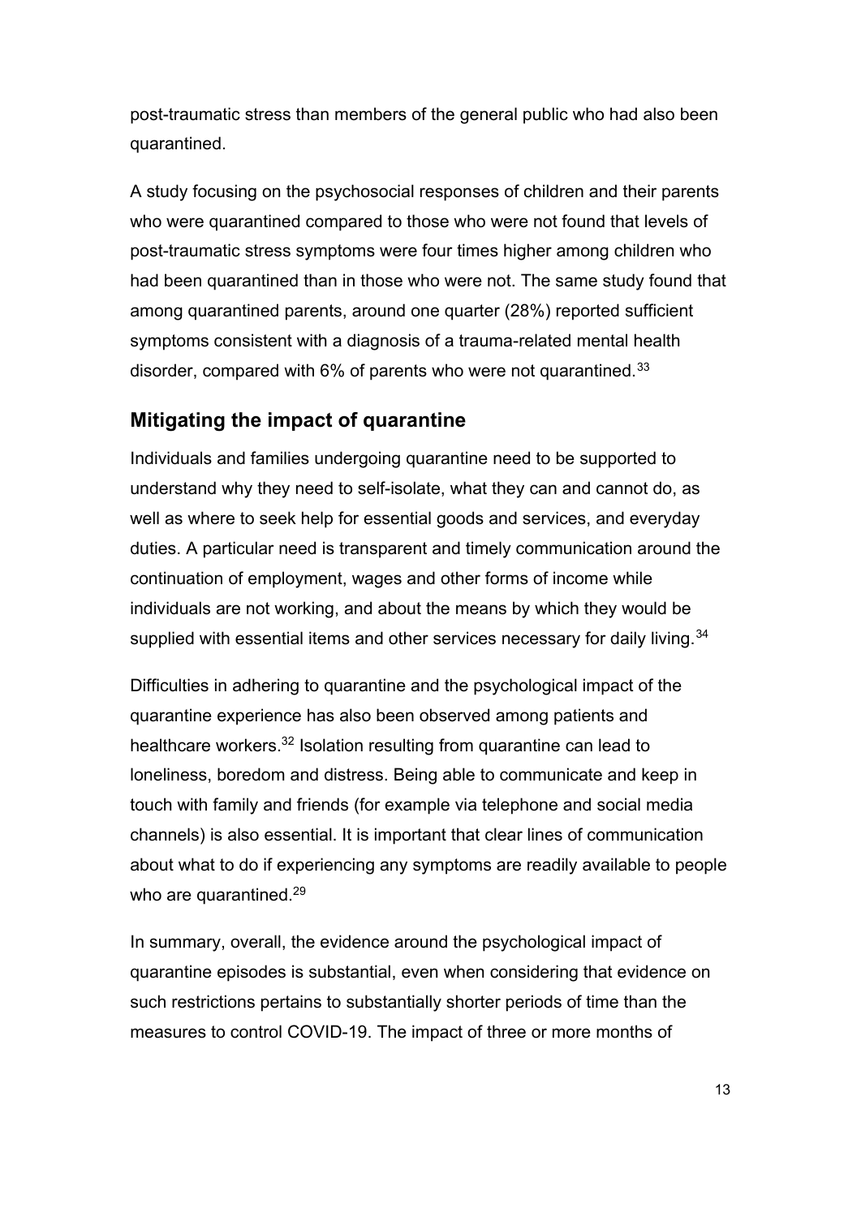post-traumatic stress than members of the general public who had also been quarantined.

A study focusing on the psychosocial responses of children and their parents who were quarantined compared to those who were not found that levels of post-traumatic stress symptoms were four times higher among children who had been quarantined than in those who were not. The same study found that among quarantined parents, around one quarter (28%) reported sufficient symptoms consistent with a diagnosis of a trauma-related mental health disorder, compared with 6% of parents who were not quarantined.[33]

## Mitigating the impact of quarantine

Individuals and families undergoing quarantine need to be supported to understand why they need to self-isolate, what they can and cannot do, as well as where to seek help for essential goods and services, and everyday duties. A particular need is transparent and timely communication around the continuation of employment, wages and other forms of income while individuals are not working, and about the means by which they would be supplied with essential items and other services necessary for daily living.[34]

Difficulties in adhering to quarantine and the psychological impact of the quarantine experience has also been observed among patients and healthcare workers.[32] Isolation resulting from quarantine can lead to loneliness, boredom and distress. Being able to communicate and keep in touch with family and friends (for example via telephone and social media channels) is also essential. It is important that clear lines of communication about what to do if experiencing any symptoms are readily available to people who are quarantined.[29]

In summary, overall, the evidence around the psychological impact of quarantine episodes is substantial, even when considering that evidence on such restrictions pertains to substantially shorter periods of time than the measures to control COVID-19. The impact of three or more months of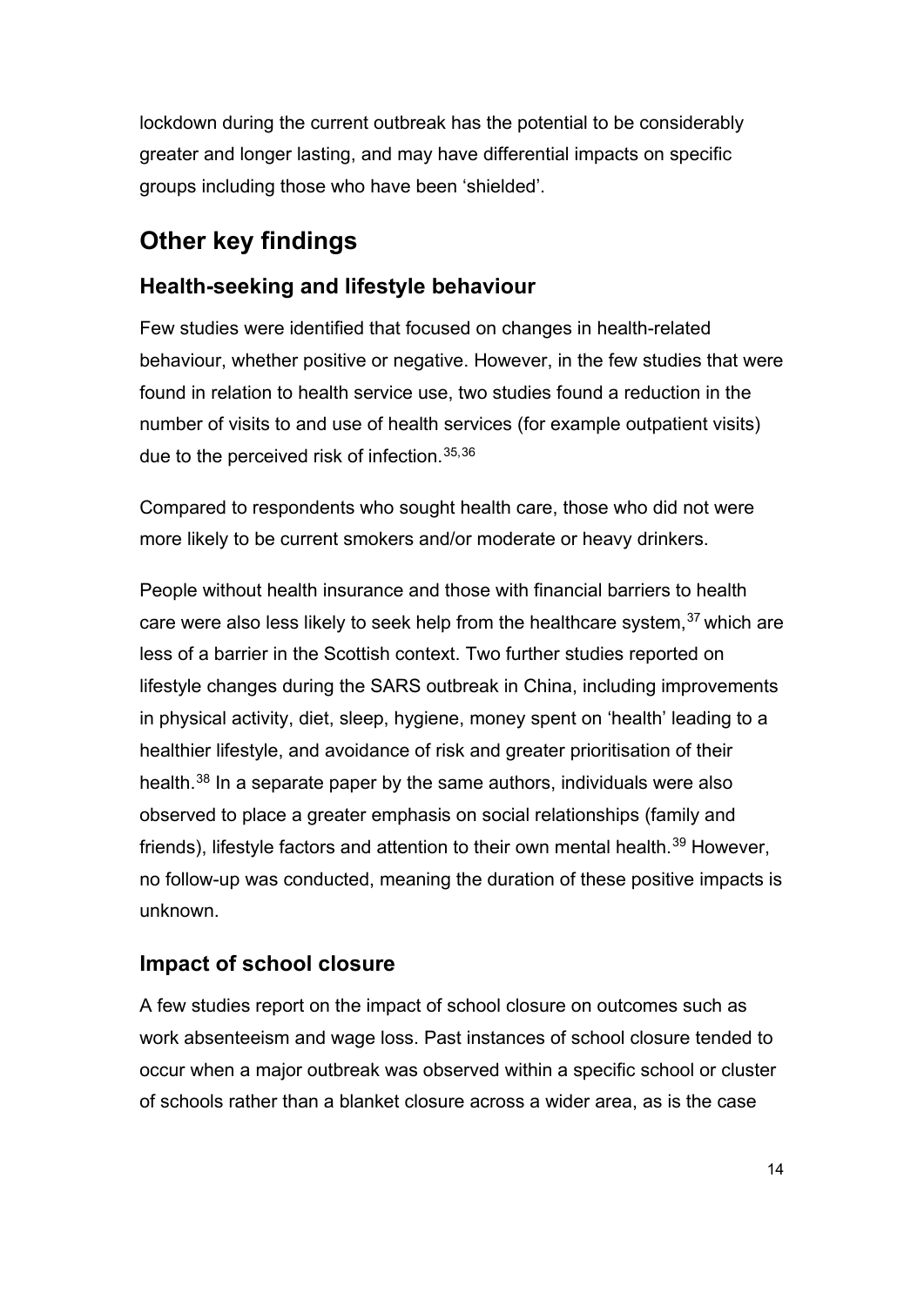lockdown during the current outbreak has the potential to be considerably greater and longer lasting, and may have differential impacts on specific groups including those who have been 'shielded'.

## Other key findings

### Health-seeking and lifestyle behaviour

Few studies were identified that focused on changes in health-related behaviour, whether positive or negative. However, in the few studies that were found in relation to health service use, two studies found a reduction in the number of visits to and use of health services (for example outpatient visits) due to the perceived risk of infection.[35,36]

Compared to respondents who sought health care, those who did not were more likely to be current smokers and/or moderate or heavy drinkers.

People without health insurance and those with financial barriers to health care were also less likely to seek help from the healthcare system,[37] which are less of a barrier in the Scottish context. Two further studies reported on lifestyle changes during the SARS outbreak in China, including improvements in physical activity, diet, sleep, hygiene, money spent on 'health' leading to a healthier lifestyle, and avoidance of risk and greater prioritisation of their health.[38] In a separate paper by the same authors, individuals were also observed to place a greater emphasis on social relationships (family and friends), lifestyle factors and attention to their own mental health.[39] However, no follow-up was conducted, meaning the duration of these positive impacts is unknown.

### Impact of school closure

A few studies report on the impact of school closure on outcomes such as work absenteeism and wage loss. Past instances of school closure tended to occur when a major outbreak was observed within a specific school or cluster of schools rather than a blanket closure across a wider area, as is the case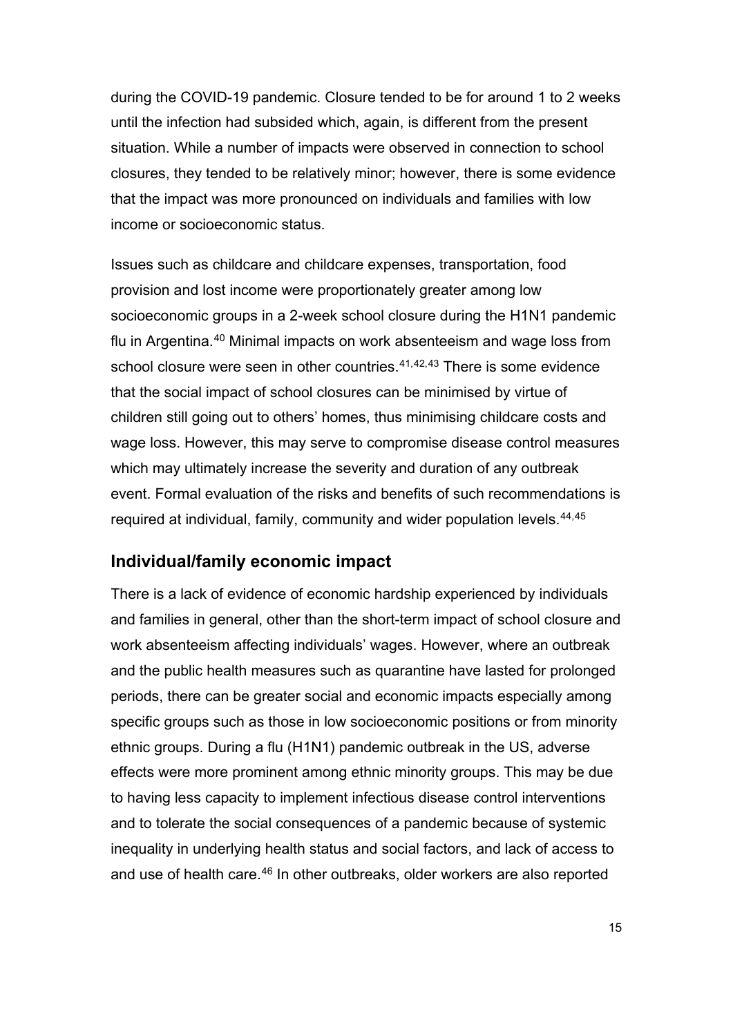during the COVID-19 pandemic. Closure tended to be for around 1 to 2 weeks until the infection had subsided which, again, is different from the present situation. While a number of impacts were observed in connection to school closures, they tended to be relatively minor; however, there is some evidence that the impact was more pronounced on individuals and families with low income or socioeconomic status.

Issues such as childcare and childcare expenses, transportation, food provision and lost income were proportionately greater among low socioeconomic groups in a 2-week school closure during the H1N1 pandemic flu in Argentina.[40] Minimal impacts on work absenteeism and wage loss from school closure were seen in other countries.[41,42,43] There is some evidence that the social impact of school closures can be minimised by virtue of children still going out to others' homes, thus minimising childcare costs and wage loss. However, this may serve to compromise disease control measures which may ultimately increase the severity and duration of any outbreak event. Formal evaluation of the risks and benefits of such recommendations is required at individual, family, community and wider population levels.[44,45]

## Individual/family economic impact

There is a lack of evidence of economic hardship experienced by individuals and families in general, other than the short-term impact of school closure and work absenteeism affecting individuals' wages. However, where an outbreak and the public health measures such as quarantine have lasted for prolonged periods, there can be greater social and economic impacts especially among specific groups such as those in low socioeconomic positions or from minority ethnic groups. During a flu (H1N1) pandemic outbreak in the US, adverse effects were more prominent among ethnic minority groups. This may be due to having less capacity to implement infectious disease control interventions and to tolerate the social consequences of a pandemic because of systemic inequality in underlying health status and social factors, and lack of access to and use of health care.[46] In other outbreaks, older workers are also reported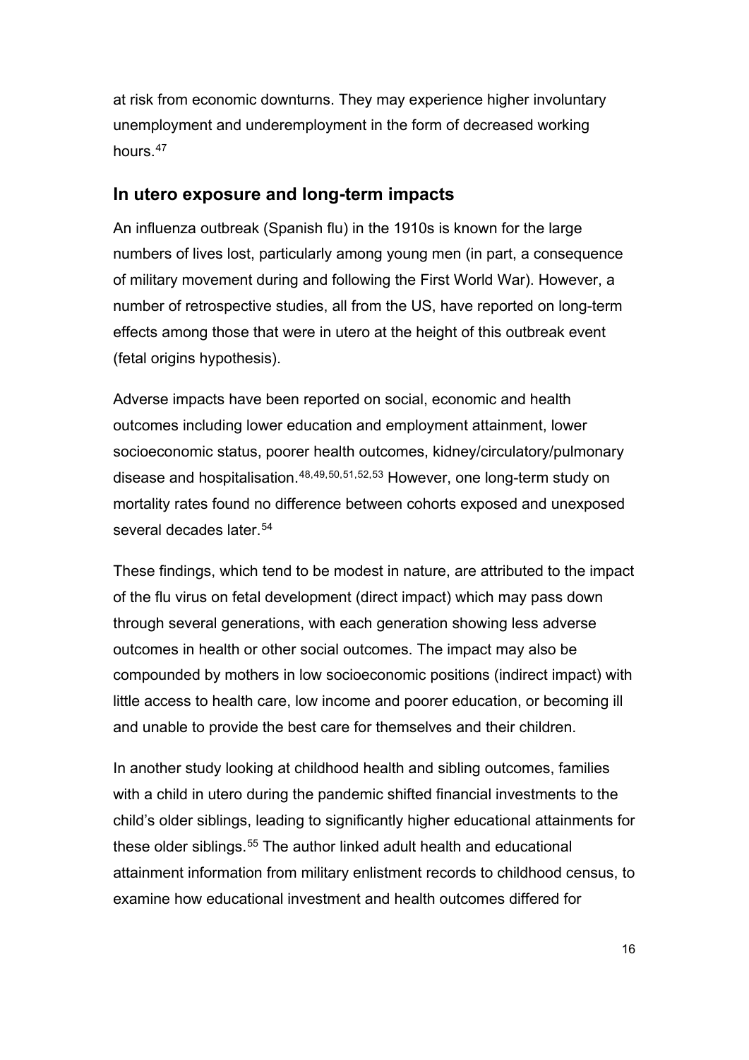at risk from economic downturns. They may experience higher involuntary unemployment and underemployment in the form of decreased working hours.[47]

## In utero exposure and long-term impacts

An influenza outbreak (Spanish flu) in the 1910s is known for the large numbers of lives lost, particularly among young men (in part, a consequence of military movement during and following the First World War). However, a number of retrospective studies, all from the US, have reported on long-term effects among those that were in utero at the height of this outbreak event (fetal origins hypothesis).

Adverse impacts have been reported on social, economic and health outcomes including lower education and employment attainment, lower socioeconomic status, poorer health outcomes, kidney/circulatory/pulmonary disease and hospitalisation.[48,49,50,51,52,53] However, one long-term study on mortality rates found no difference between cohorts exposed and unexposed several decades later.[54]

These findings, which tend to be modest in nature, are attributed to the impact of the flu virus on fetal development (direct impact) which may pass down through several generations, with each generation showing less adverse outcomes in health or other social outcomes. The impact may also be compounded by mothers in low socioeconomic positions (indirect impact) with little access to health care, low income and poorer education, or becoming ill and unable to provide the best care for themselves and their children.

In another study looking at childhood health and sibling outcomes, families with a child in utero during the pandemic shifted financial investments to the child's older siblings, leading to significantly higher educational attainments for these older siblings.[55] The author linked adult health and educational attainment information from military enlistment records to childhood census, to examine how educational investment and health outcomes differed for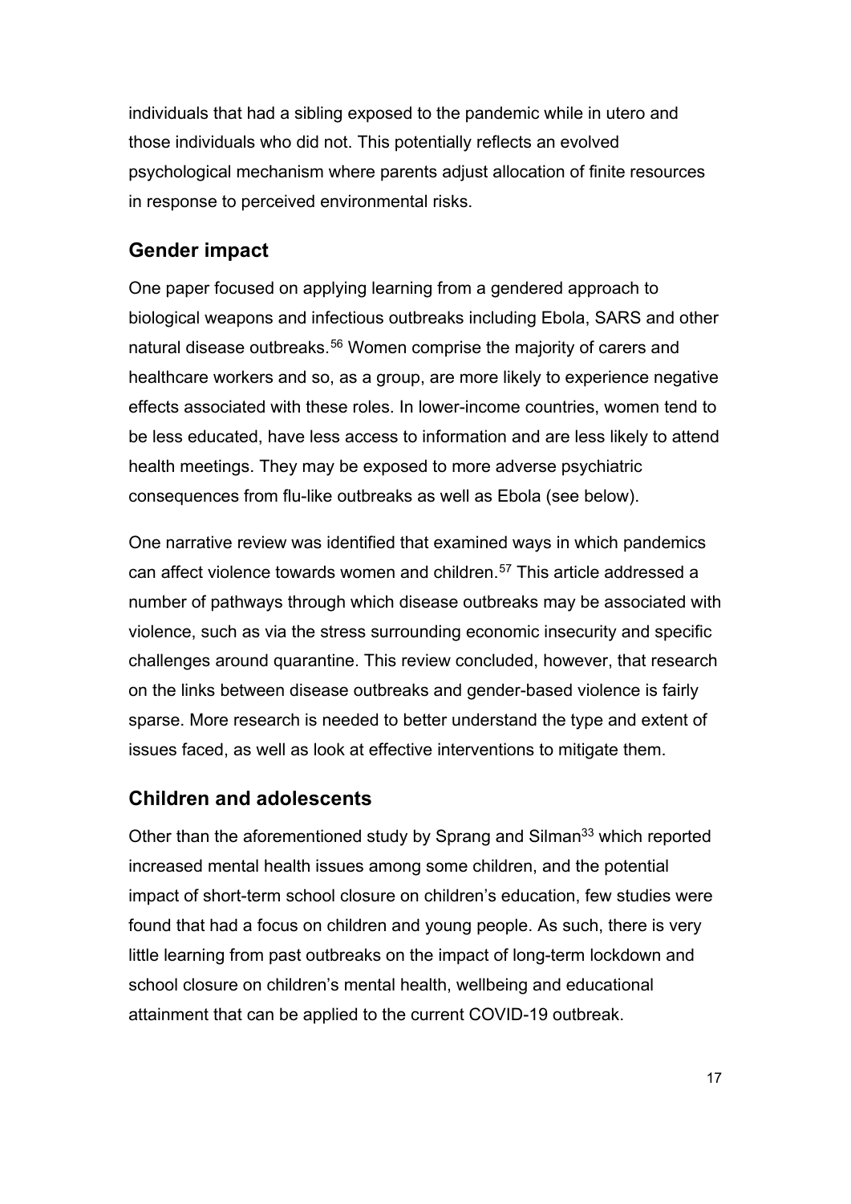individuals that had a sibling exposed to the pandemic while in utero and those individuals who did not. This potentially reflects an evolved psychological mechanism where parents adjust allocation of finite resources in response to perceived environmental risks.

## Gender impact

One paper focused on applying learning from a gendered approach to biological weapons and infectious outbreaks including Ebola, SARS and other natural disease outbreaks.[56] Women comprise the majority of carers and healthcare workers and so, as a group, are more likely to experience negative effects associated with these roles. In lower-income countries, women tend to be less educated, have less access to information and are less likely to attend health meetings. They may be exposed to more adverse psychiatric consequences from flu-like outbreaks as well as Ebola (see below).

One narrative review was identified that examined ways in which pandemics can affect violence towards women and children.[57] This article addressed a number of pathways through which disease outbreaks may be associated with violence, such as via the stress surrounding economic insecurity and specific challenges around quarantine. This review concluded, however, that research on the links between disease outbreaks and gender-based violence is fairly sparse. More research is needed to better understand the type and extent of issues faced, as well as look at effective interventions to mitigate them.

## Children and adolescents

Other than the aforementioned study by Sprang and Silman[33] which reported increased mental health issues among some children, and the potential impact of short-term school closure on children's education, few studies were found that had a focus on children and young people. As such, there is very little learning from past outbreaks on the impact of long-term lockdown and school closure on children's mental health, wellbeing and educational attainment that can be applied to the current COVID-19 outbreak.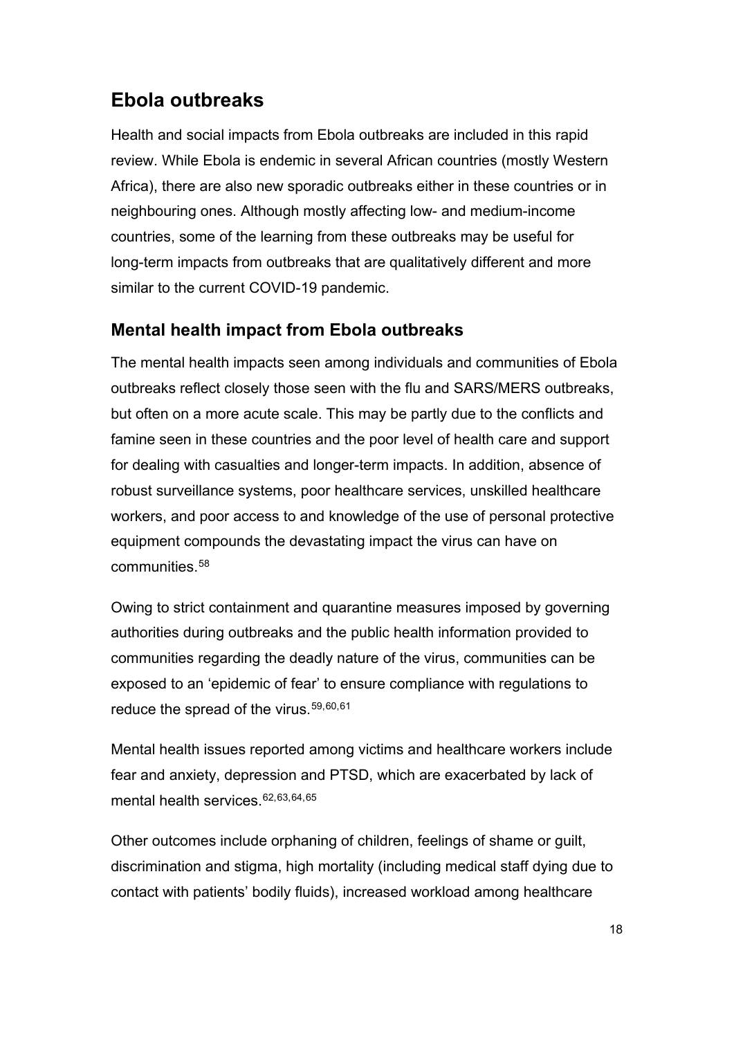## Ebola outbreaks

Health and social impacts from Ebola outbreaks are included in this rapid review. While Ebola is endemic in several African countries (mostly Western Africa), there are also new sporadic outbreaks either in these countries or in neighbouring ones. Although mostly affecting low- and medium-income countries, some of the learning from these outbreaks may be useful for long-term impacts from outbreaks that are qualitatively different and more similar to the current COVID-19 pandemic.

### Mental health impact from Ebola outbreaks

The mental health impacts seen among individuals and communities of Ebola outbreaks reflect closely those seen with the flu and SARS/MERS outbreaks, but often on a more acute scale. This may be partly due to the conflicts and famine seen in these countries and the poor level of health care and support for dealing with casualties and longer-term impacts. In addition, absence of robust surveillance systems, poor healthcare services, unskilled healthcare workers, and poor access to and knowledge of the use of personal protective equipment compounds the devastating impact the virus can have on communities.[58]

Owing to strict containment and quarantine measures imposed by governing authorities during outbreaks and the public health information provided to communities regarding the deadly nature of the virus, communities can be exposed to an 'epidemic of fear' to ensure compliance with regulations to reduce the spread of the virus.[59,60,61]

Mental health issues reported among victims and healthcare workers include fear and anxiety, depression and PTSD, which are exacerbated by lack of mental health services.[62,63,64,65]

Other outcomes include orphaning of children, feelings of shame or guilt, discrimination and stigma, high mortality (including medical staff dying due to contact with patients' bodily fluids), increased workload among healthcare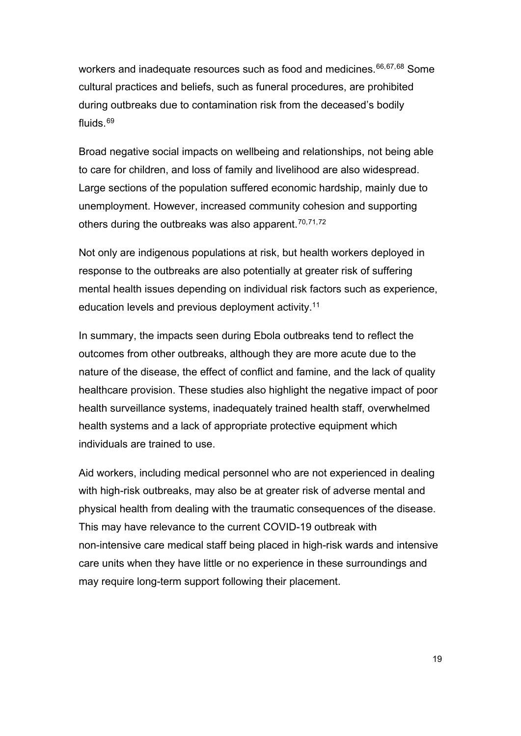workers and inadequate resources such as food and medicines.[66,67,68] Some cultural practices and beliefs, such as funeral procedures, are prohibited during outbreaks due to contamination risk from the deceased's bodily fluids.[69]

Broad negative social impacts on wellbeing and relationships, not being able to care for children, and loss of family and livelihood are also widespread. Large sections of the population suffered economic hardship, mainly due to unemployment. However, increased community cohesion and supporting others during the outbreaks was also apparent.[70,71,72]

Not only are indigenous populations at risk, but health workers deployed in response to the outbreaks are also potentially at greater risk of suffering mental health issues depending on individual risk factors such as experience, education levels and previous deployment activity.[11]

In summary, the impacts seen during Ebola outbreaks tend to reflect the outcomes from other outbreaks, although they are more acute due to the nature of the disease, the effect of conflict and famine, and the lack of quality healthcare provision. These studies also highlight the negative impact of poor health surveillance systems, inadequately trained health staff, overwhelmed health systems and a lack of appropriate protective equipment which individuals are trained to use.

Aid workers, including medical personnel who are not experienced in dealing with high-risk outbreaks, may also be at greater risk of adverse mental and physical health from dealing with the traumatic consequences of the disease. This may have relevance to the current COVID-19 outbreak with non-intensive care medical staff being placed in high-risk wards and intensive care units when they have little or no experience in these surroundings and may require long-term support following their placement.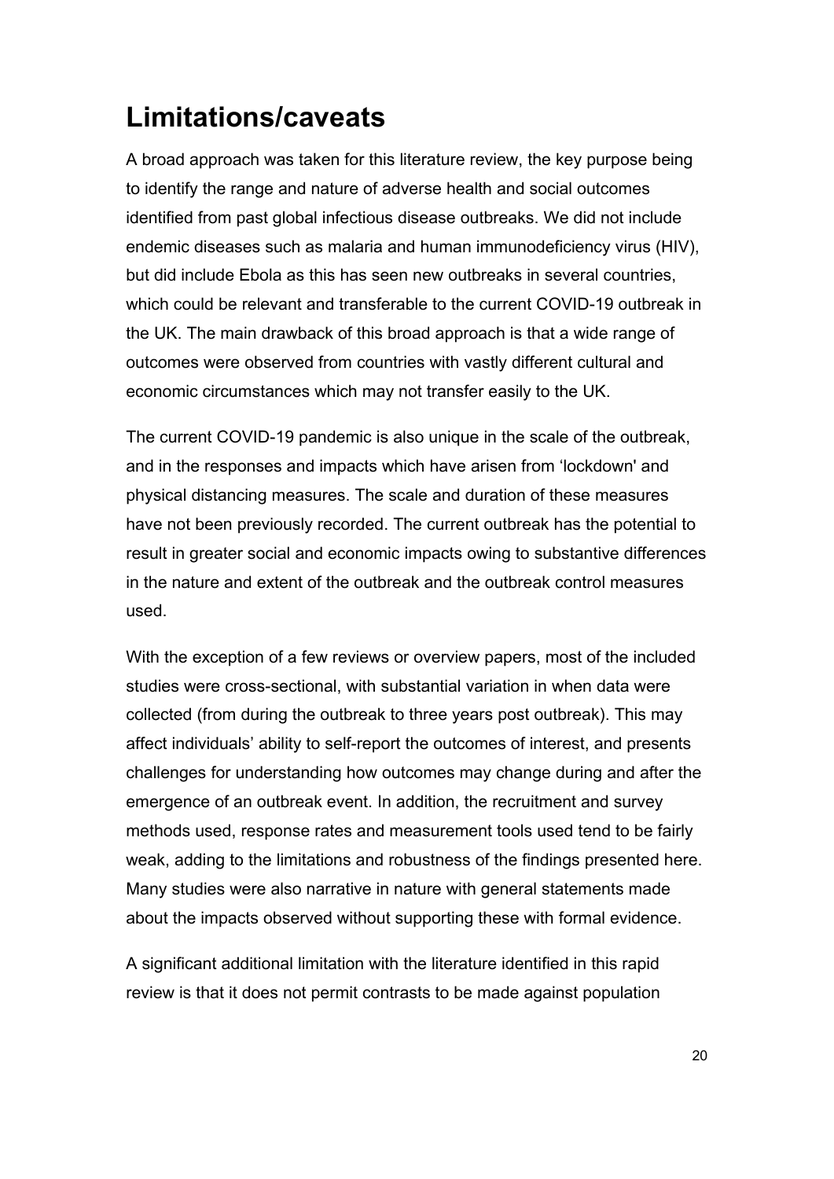# Limitations/caveats

A broad approach was taken for this literature review, the key purpose being to identify the range and nature of adverse health and social outcomes identified from past global infectious disease outbreaks. We did not include endemic diseases such as malaria and human immunodeficiency virus (HIV), but did include Ebola as this has seen new outbreaks in several countries, which could be relevant and transferable to the current COVID-19 outbreak in the UK. The main drawback of this broad approach is that a wide range of outcomes were observed from countries with vastly different cultural and economic circumstances which may not transfer easily to the UK.

The current COVID-19 pandemic is also unique in the scale of the outbreak, and in the responses and impacts which have arisen from 'lockdown' and physical distancing measures. The scale and duration of these measures have not been previously recorded. The current outbreak has the potential to result in greater social and economic impacts owing to substantive differences in the nature and extent of the outbreak and the outbreak control measures used.

With the exception of a few reviews or overview papers, most of the included studies were cross-sectional, with substantial variation in when data were collected (from during the outbreak to three years post outbreak). This may affect individuals' ability to self-report the outcomes of interest, and presents challenges for understanding how outcomes may change during and after the emergence of an outbreak event. In addition, the recruitment and survey methods used, response rates and measurement tools used tend to be fairly weak, adding to the limitations and robustness of the findings presented here. Many studies were also narrative in nature with general statements made about the impacts observed without supporting these with formal evidence.

A significant additional limitation with the literature identified in this rapid review is that it does not permit contrasts to be made against population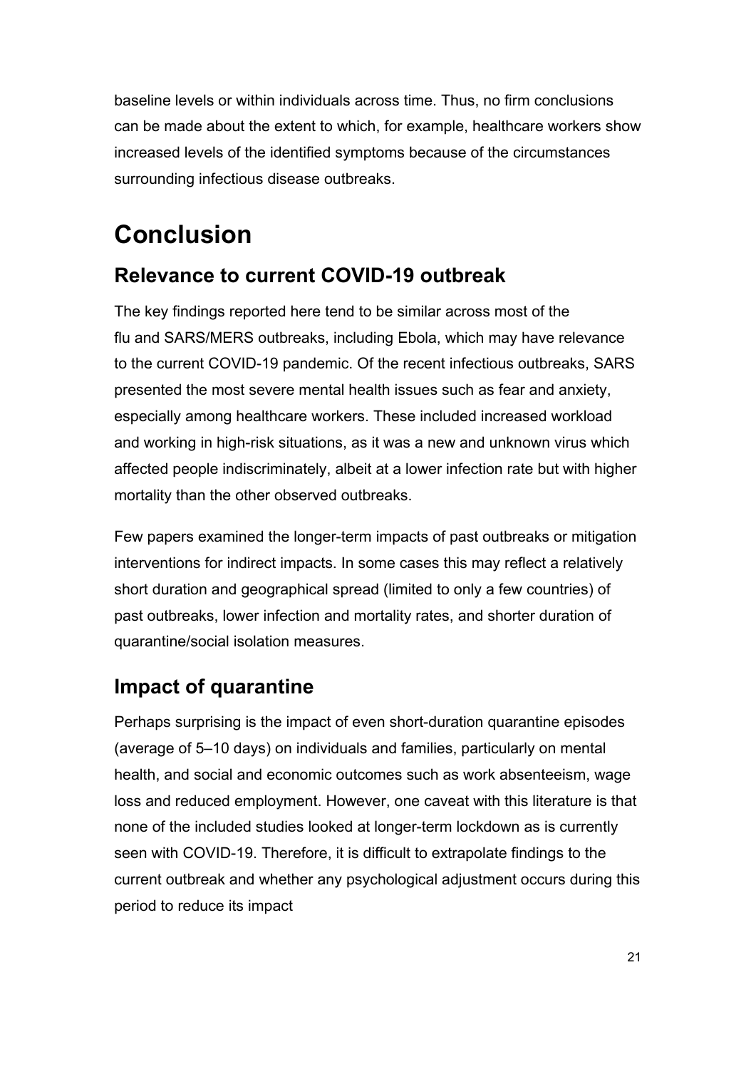baseline levels or within individuals across time. Thus, no firm conclusions can be made about the extent to which, for example, healthcare workers show increased levels of the identified symptoms because of the circumstances surrounding infectious disease outbreaks.

# Conclusion

## Relevance to current COVID-19 outbreak

The key findings reported here tend to be similar across most of the flu and SARS/MERS outbreaks, including Ebola, which may have relevance to the current COVID-19 pandemic. Of the recent infectious outbreaks, SARS presented the most severe mental health issues such as fear and anxiety, especially among healthcare workers. These included increased workload and working in high-risk situations, as it was a new and unknown virus which affected people indiscriminately, albeit at a lower infection rate but with higher mortality than the other observed outbreaks.

Few papers examined the longer-term impacts of past outbreaks or mitigation interventions for indirect impacts. In some cases this may reflect a relatively short duration and geographical spread (limited to only a few countries) of past outbreaks, lower infection and mortality rates, and shorter duration of quarantine/social isolation measures.

## Impact of quarantine

Perhaps surprising is the impact of even short-duration quarantine episodes (average of 5–10 days) on individuals and families, particularly on mental health, and social and economic outcomes such as work absenteeism, wage loss and reduced employment. However, one caveat with this literature is that none of the included studies looked at longer-term lockdown as is currently seen with COVID-19. Therefore, it is difficult to extrapolate findings to the current outbreak and whether any psychological adjustment occurs during this period to reduce its impact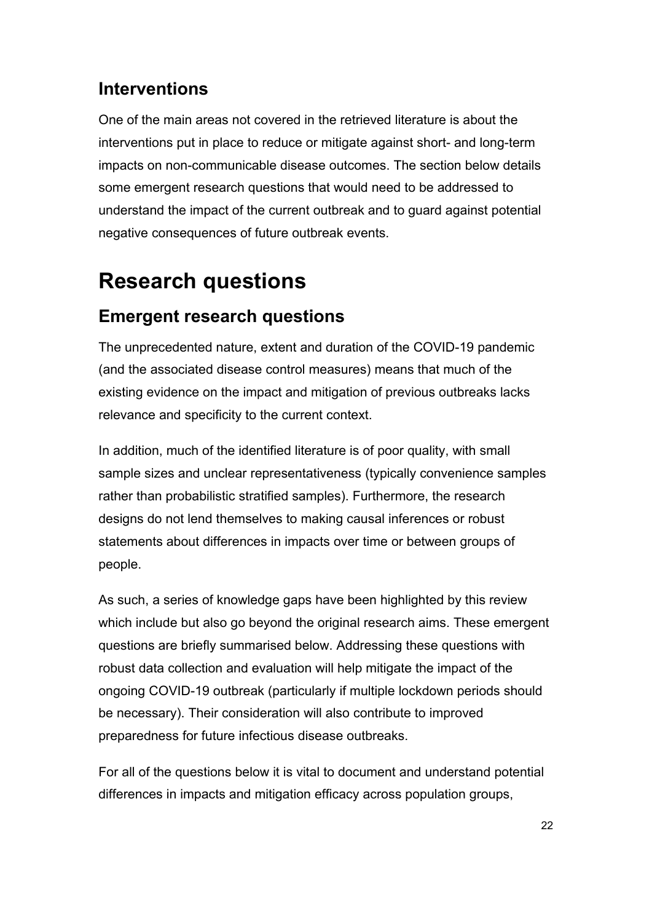## Interventions

One of the main areas not covered in the retrieved literature is about the interventions put in place to reduce or mitigate against short- and long-term impacts on non-communicable disease outcomes. The section below details some emergent research questions that would need to be addressed to understand the impact of the current outbreak and to guard against potential negative consequences of future outbreak events.

# Research questions

## Emergent research questions

The unprecedented nature, extent and duration of the COVID-19 pandemic (and the associated disease control measures) means that much of the existing evidence on the impact and mitigation of previous outbreaks lacks relevance and specificity to the current context.

In addition, much of the identified literature is of poor quality, with small sample sizes and unclear representativeness (typically convenience samples rather than probabilistic stratified samples). Furthermore, the research designs do not lend themselves to making causal inferences or robust statements about differences in impacts over time or between groups of people.

As such, a series of knowledge gaps have been highlighted by this review which include but also go beyond the original research aims. These emergent questions are briefly summarised below. Addressing these questions with robust data collection and evaluation will help mitigate the impact of the ongoing COVID-19 outbreak (particularly if multiple lockdown periods should be necessary). Their consideration will also contribute to improved preparedness for future infectious disease outbreaks.

For all of the questions below it is vital to document and understand potential differences in impacts and mitigation efficacy across population groups,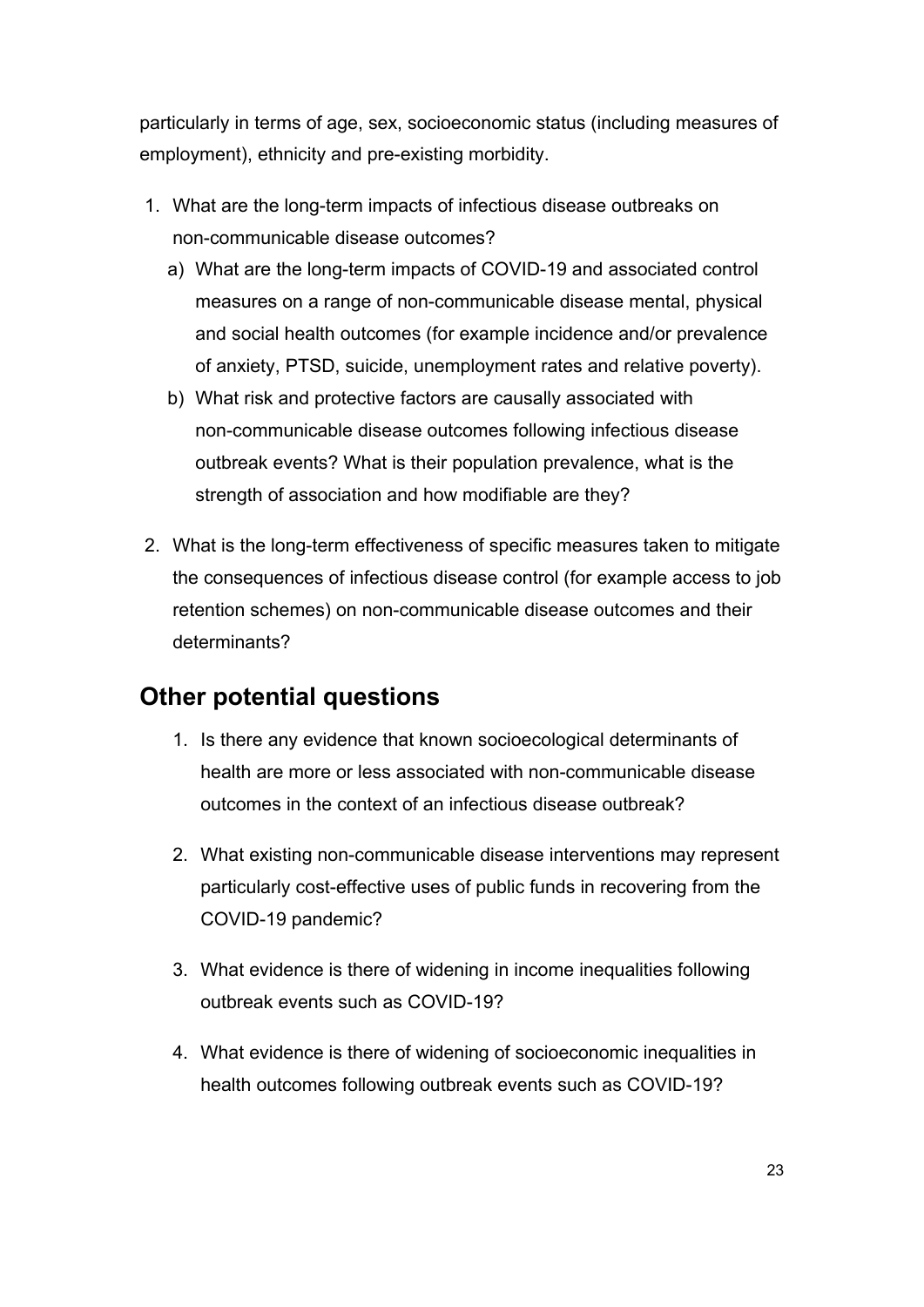particularly in terms of age, sex, socioeconomic status (including measures of employment), ethnicity and pre-existing morbidity.

1. What are the long-term impacts of infectious disease outbreaks on non-communicable disease outcomes?
   a) What are the long-term impacts of COVID-19 and associated control measures on a range of non-communicable disease mental, physical and social health outcomes (for example incidence and/or prevalence of anxiety, PTSD, suicide, unemployment rates and relative poverty).
   b) What risk and protective factors are causally associated with non-communicable disease outcomes following infectious disease outbreak events? What is their population prevalence, what is the strength of association and how modifiable are they?
2. What is the long-term effectiveness of specific measures taken to mitigate the consequences of infectious disease control (for example access to job retention schemes) on non-communicable disease outcomes and their determinants?

## Other potential questions

1. Is there any evidence that known socioecological determinants of health are more or less associated with non-communicable disease outcomes in the context of an infectious disease outbreak?
2. What existing non-communicable disease interventions may represent particularly cost-effective uses of public funds in recovering from the COVID-19 pandemic?
3. What evidence is there of widening in income inequalities following outbreak events such as COVID-19?
4. What evidence is there of widening of socioeconomic inequalities in health outcomes following outbreak events such as COVID-19?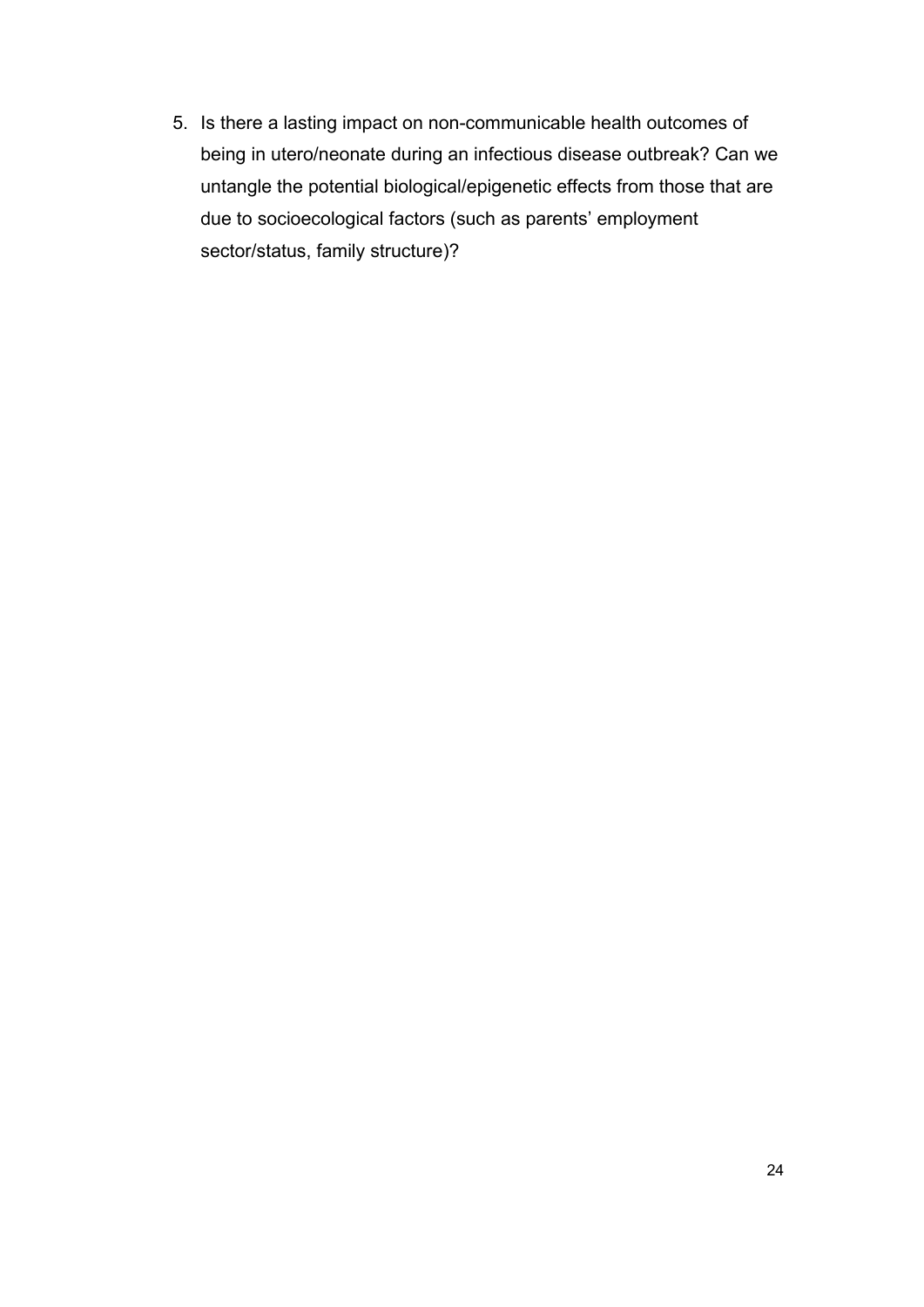5. Is there a lasting impact on non-communicable health outcomes of being in utero/neonate during an infectious disease outbreak? Can we untangle the potential biological/epigenetic effects from those that are due to socioecological factors (such as parents' employment sector/status, family structure)?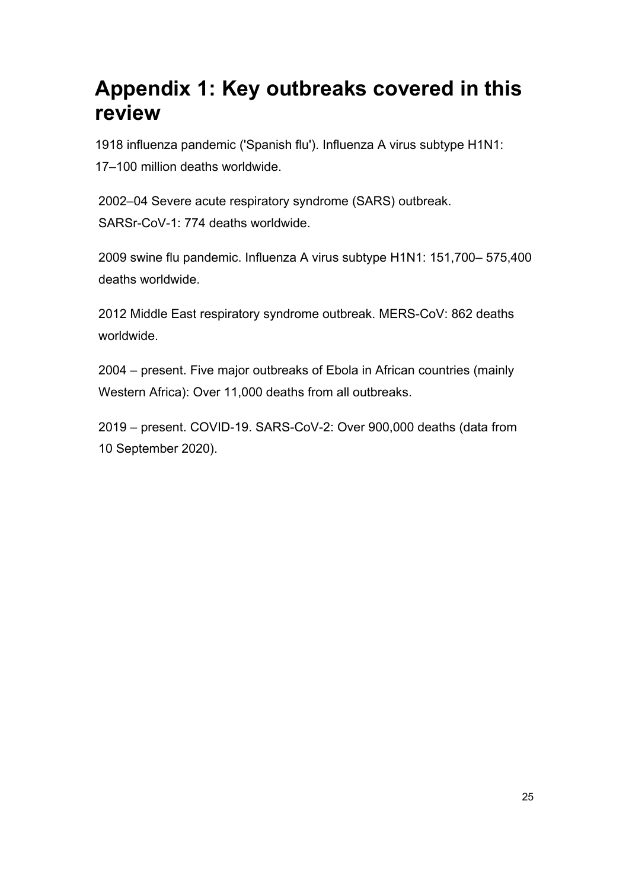# Appendix 1: Key outbreaks covered in this review

1918 influenza pandemic ('Spanish flu'). Influenza A virus subtype H1N1: 17–100 million deaths worldwide.

2002–04 Severe acute respiratory syndrome (SARS) outbreak. SARSr-CoV-1: 774 deaths worldwide.

2009 swine flu pandemic. Influenza A virus subtype H1N1: 151,700– 575,400 deaths worldwide.

2012 Middle East respiratory syndrome outbreak. MERS-CoV: 862 deaths worldwide.

2004 – present. Five major outbreaks of Ebola in African countries (mainly Western Africa): Over 11,000 deaths from all outbreaks.

2019 – present. COVID-19. SARS-CoV-2: Over 900,000 deaths (data from 10 September 2020).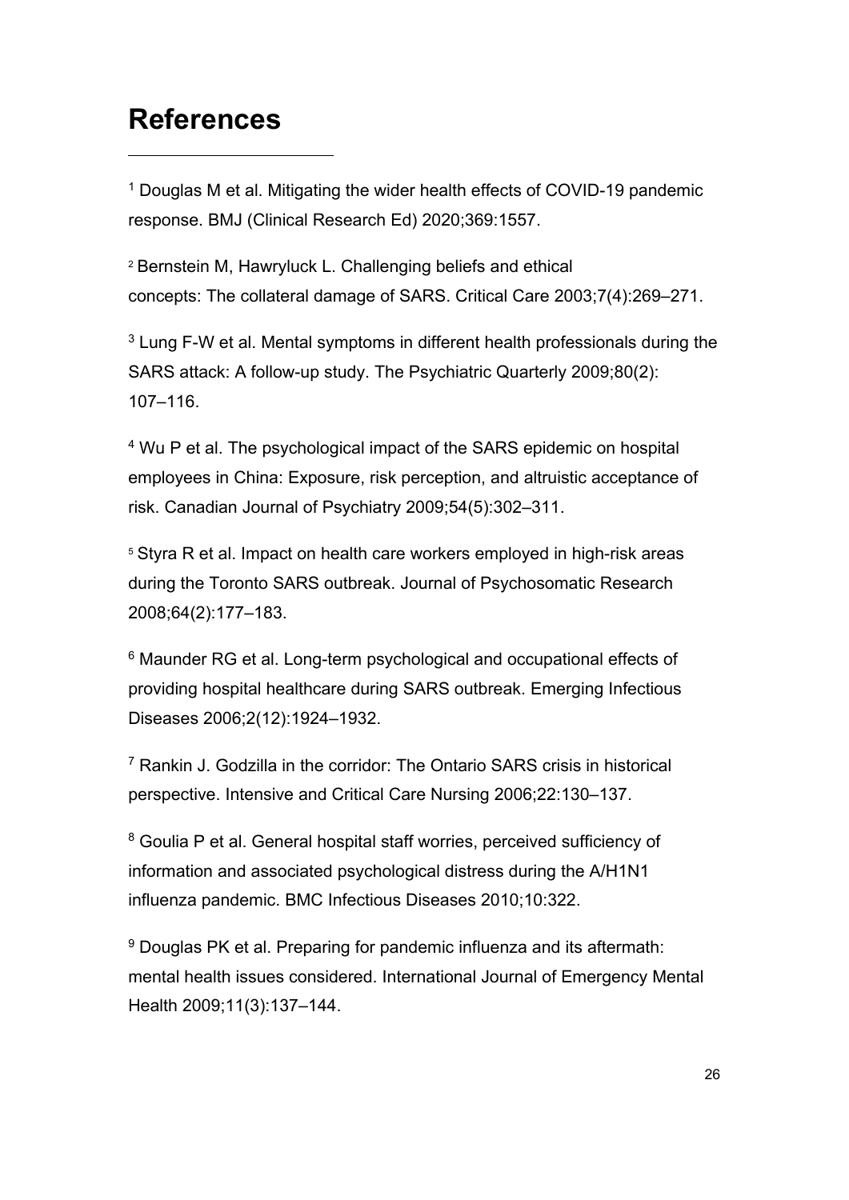# References

[1] Douglas M et al. Mitigating the wider health effects of COVID-19 pandemic response. BMJ (Clinical Research Ed) 2020;369:1557.

[2] Bernstein M, Hawryluck L. Challenging beliefs and ethical concepts: The collateral damage of SARS. Critical Care 2003;7(4):269–271.

[3] Lung F-W et al. Mental symptoms in different health professionals during the SARS attack: A follow-up study. The Psychiatric Quarterly 2009;80(2): 107–116.

[4] Wu P et al. The psychological impact of the SARS epidemic on hospital employees in China: Exposure, risk perception, and altruistic acceptance of risk. Canadian Journal of Psychiatry 2009;54(5):302–311.

[5] Styra R et al. Impact on health care workers employed in high-risk areas during the Toronto SARS outbreak. Journal of Psychosomatic Research 2008;64(2):177–183.

[6] Maunder RG et al. Long-term psychological and occupational effects of providing hospital healthcare during SARS outbreak. Emerging Infectious Diseases 2006;2(12):1924–1932.

[7] Rankin J. Godzilla in the corridor: The Ontario SARS crisis in historical perspective. Intensive and Critical Care Nursing 2006;22:130–137.

[8] Goulia P et al. General hospital staff worries, perceived sufficiency of information and associated psychological distress during the A/H1N1 influenza pandemic. BMC Infectious Diseases 2010;10:322.

[9] Douglas PK et al. Preparing for pandemic influenza and its aftermath: mental health issues considered. International Journal of Emergency Mental Health 2009;11(3):137–144.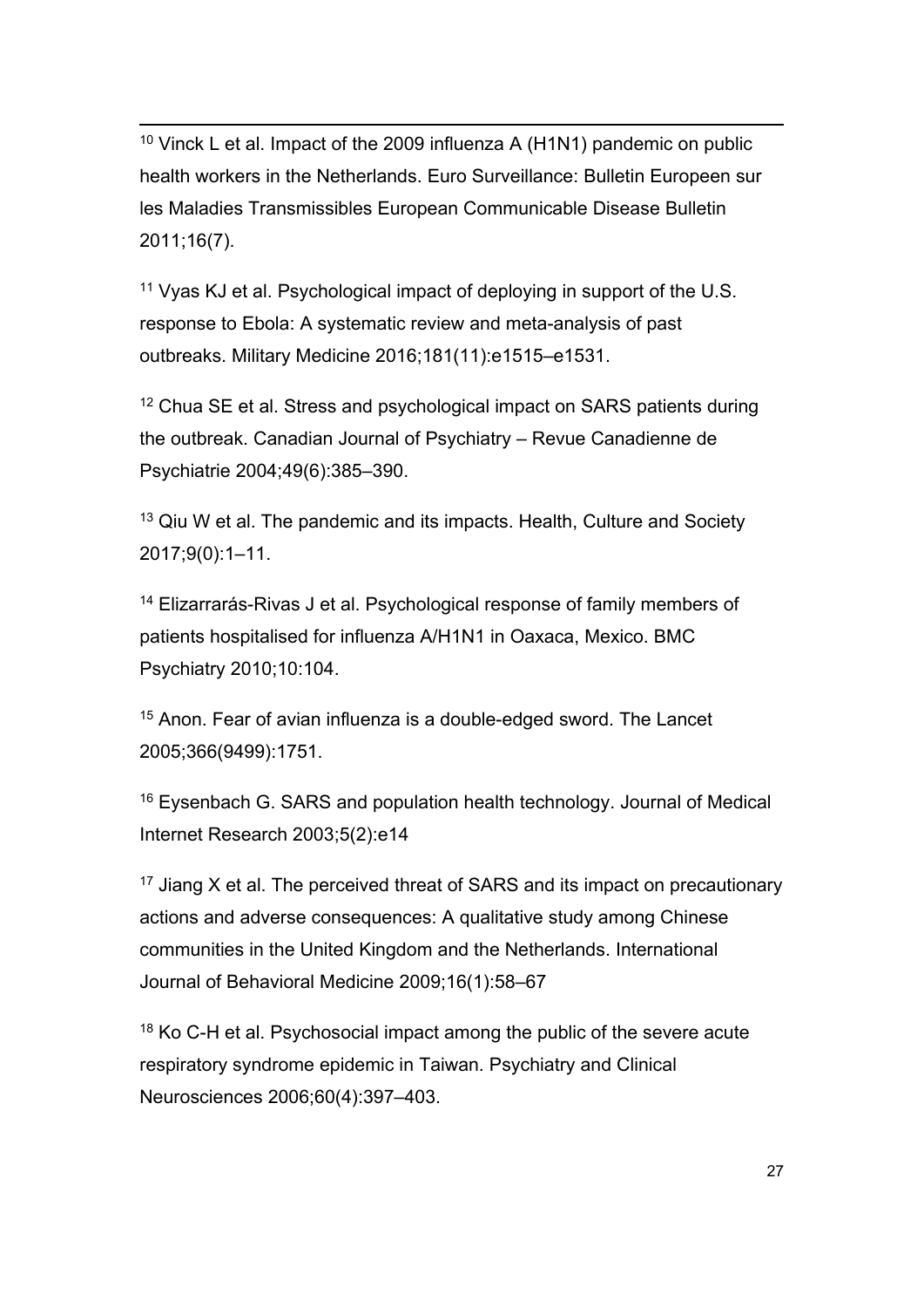[10] Vinck L et al. Impact of the 2009 influenza A (H1N1) pandemic on public health workers in the Netherlands. Euro Surveillance: Bulletin Europeen sur les Maladies Transmissibles European Communicable Disease Bulletin 2011;16(7).

[11] Vyas KJ et al. Psychological impact of deploying in support of the U.S. response to Ebola: A systematic review and meta-analysis of past outbreaks. Military Medicine 2016;181(11):e1515–e1531.

[12] Chua SE et al. Stress and psychological impact on SARS patients during the outbreak. Canadian Journal of Psychiatry – Revue Canadienne de Psychiatrie 2004;49(6):385–390.

[13] Qiu W et al. The pandemic and its impacts. Health, Culture and Society 2017;9(0):1–11.

[14] Elizarrarás-Rivas J et al. Psychological response of family members of patients hospitalised for influenza A/H1N1 in Oaxaca, Mexico. BMC Psychiatry 2010;10:104.

[15] Anon. Fear of avian influenza is a double-edged sword. The Lancet 2005;366(9499):1751.

[16] Eysenbach G. SARS and population health technology. Journal of Medical Internet Research 2003;5(2):e14

[17] Jiang X et al. The perceived threat of SARS and its impact on precautionary actions and adverse consequences: A qualitative study among Chinese communities in the United Kingdom and the Netherlands. International Journal of Behavioral Medicine 2009;16(1):58–67

[18] Ko C-H et al. Psychosocial impact among the public of the severe acute respiratory syndrome epidemic in Taiwan. Psychiatry and Clinical Neurosciences 2006;60(4):397–403.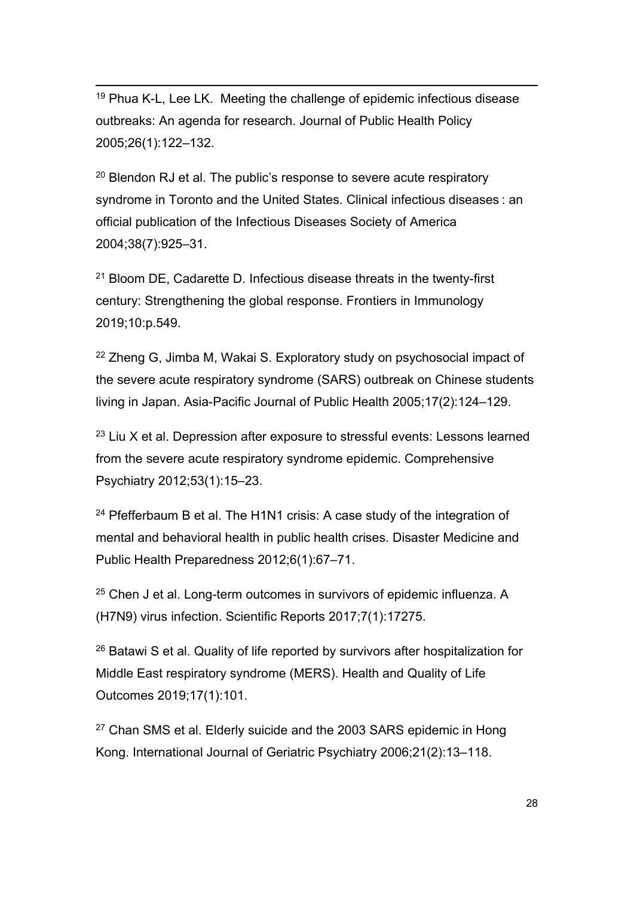[19] Phua K-L, Lee LK. Meeting the challenge of epidemic infectious disease outbreaks: An agenda for research. Journal of Public Health Policy 2005;26(1):122–132.

[20] Blendon RJ et al. The public's response to severe acute respiratory syndrome in Toronto and the United States. Clinical infectious diseases : an official publication of the Infectious Diseases Society of America 2004;38(7):925–31.

[21] Bloom DE, Cadarette D. Infectious disease threats in the twenty-first century: Strengthening the global response. Frontiers in Immunology 2019;10:p.549.

[22] Zheng G, Jimba M, Wakai S. Exploratory study on psychosocial impact of the severe acute respiratory syndrome (SARS) outbreak on Chinese students living in Japan. Asia-Pacific Journal of Public Health 2005;17(2):124–129.

[23] Liu X et al. Depression after exposure to stressful events: Lessons learned from the severe acute respiratory syndrome epidemic. Comprehensive Psychiatry 2012;53(1):15–23.

[24] Pfefferbaum B et al. The H1N1 crisis: A case study of the integration of mental and behavioral health in public health crises. Disaster Medicine and Public Health Preparedness 2012;6(1):67–71.

[25] Chen J et al. Long-term outcomes in survivors of epidemic influenza. A (H7N9) virus infection. Scientific Reports 2017;7(1):17275.

[26] Batawi S et al. Quality of life reported by survivors after hospitalization for Middle East respiratory syndrome (MERS). Health and Quality of Life Outcomes 2019;17(1):101.

[27] Chan SMS et al. Elderly suicide and the 2003 SARS epidemic in Hong Kong. International Journal of Geriatric Psychiatry 2006;21(2):13–118.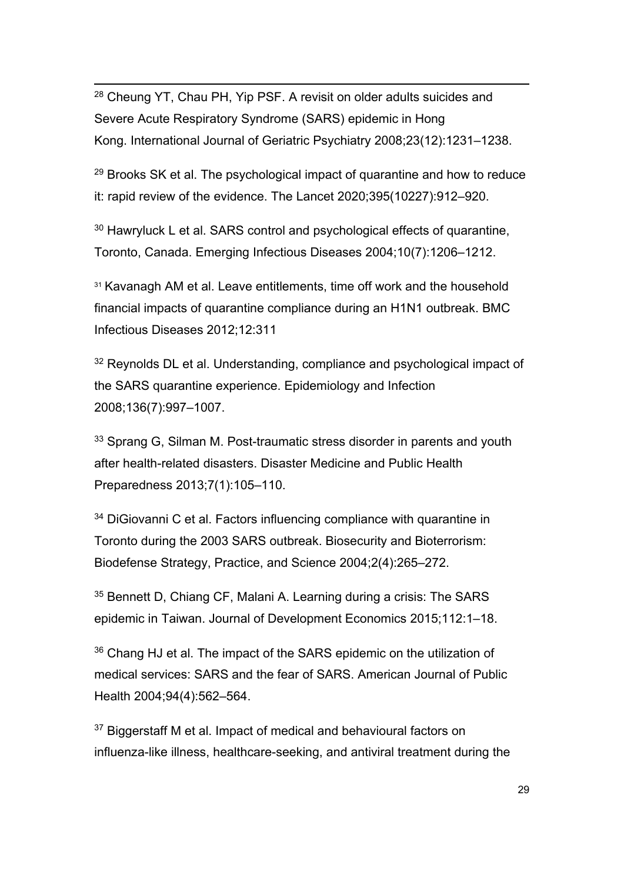[28] Cheung YT, Chau PH, Yip PSF. A revisit on older adults suicides and Severe Acute Respiratory Syndrome (SARS) epidemic in Hong Kong. International Journal of Geriatric Psychiatry 2008;23(12):1231–1238.

[29] Brooks SK et al. The psychological impact of quarantine and how to reduce it: rapid review of the evidence. The Lancet 2020;395(10227):912–920.

[30] Hawryluck L et al. SARS control and psychological effects of quarantine, Toronto, Canada. Emerging Infectious Diseases 2004;10(7):1206–1212.

[31] Kavanagh AM et al. Leave entitlements, time off work and the household financial impacts of quarantine compliance during an H1N1 outbreak. BMC Infectious Diseases 2012;12:311

[32] Reynolds DL et al. Understanding, compliance and psychological impact of the SARS quarantine experience. Epidemiology and Infection 2008;136(7):997–1007.

[33] Sprang G, Silman M. Post-traumatic stress disorder in parents and youth after health-related disasters. Disaster Medicine and Public Health Preparedness 2013;7(1):105–110.

[34] DiGiovanni C et al. Factors influencing compliance with quarantine in Toronto during the 2003 SARS outbreak. Biosecurity and Bioterrorism: Biodefense Strategy, Practice, and Science 2004;2(4):265–272.

[35] Bennett D, Chiang CF, Malani A. Learning during a crisis: The SARS epidemic in Taiwan. Journal of Development Economics 2015;112:1–18.

[36] Chang HJ et al. The impact of the SARS epidemic on the utilization of medical services: SARS and the fear of SARS. American Journal of Public Health 2004;94(4):562–564.

[37] Biggerstaff M et al. Impact of medical and behavioural factors on influenza-like illness, healthcare-seeking, and antiviral treatment during the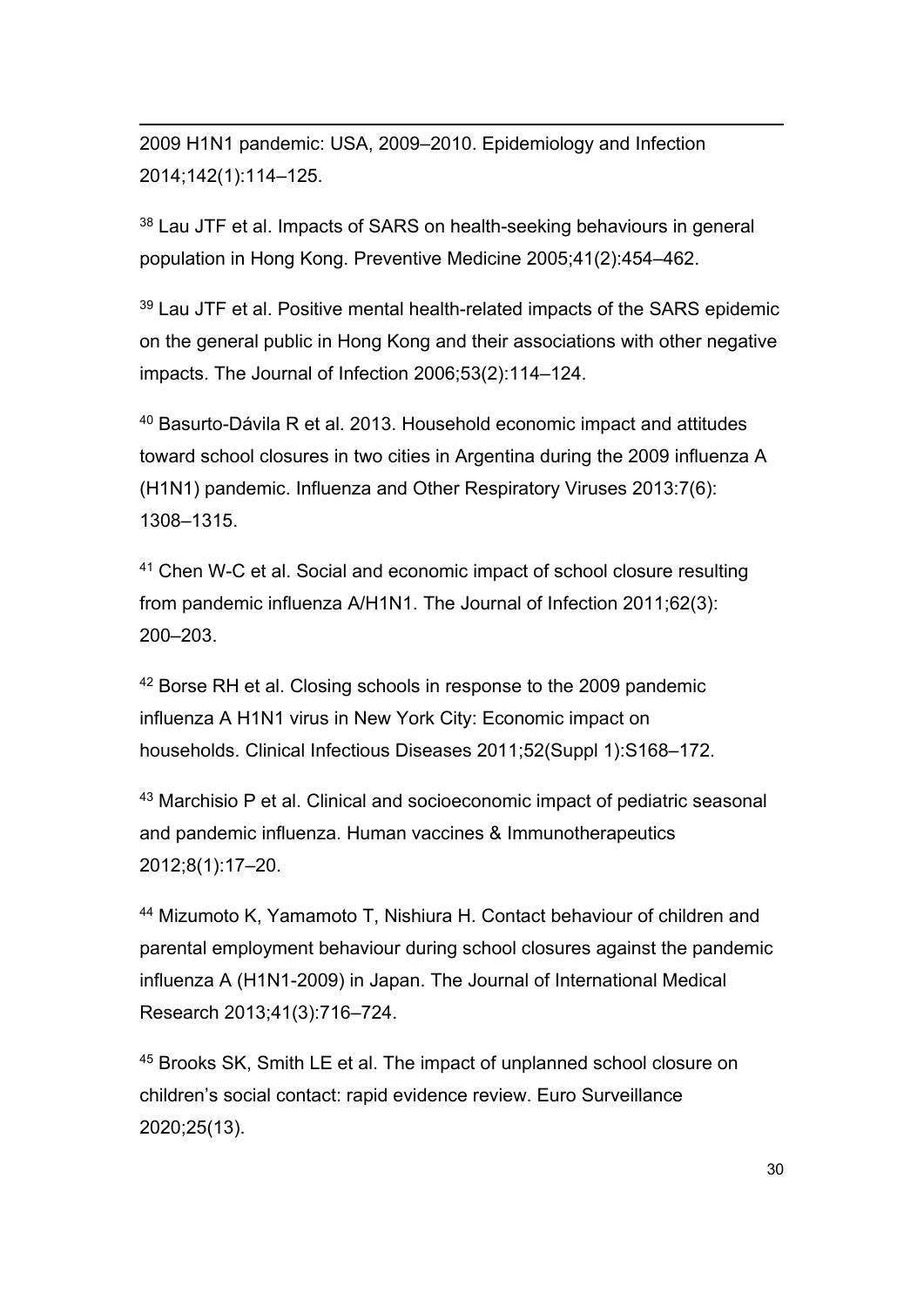2009 H1N1 pandemic: USA, 2009–2010. Epidemiology and Infection 2014;142(1):114–125.

[38] Lau JTF et al. Impacts of SARS on health-seeking behaviours in general population in Hong Kong. Preventive Medicine 2005;41(2):454–462.

[39] Lau JTF et al. Positive mental health-related impacts of the SARS epidemic on the general public in Hong Kong and their associations with other negative impacts. The Journal of Infection 2006;53(2):114–124.

[40] Basurto-Dávila R et al. 2013. Household economic impact and attitudes toward school closures in two cities in Argentina during the 2009 influenza A (H1N1) pandemic. Influenza and Other Respiratory Viruses 2013:7(6): 1308–1315.

[41] Chen W-C et al. Social and economic impact of school closure resulting from pandemic influenza A/H1N1. The Journal of Infection 2011;62(3): 200–203.

[42] Borse RH et al. Closing schools in response to the 2009 pandemic influenza A H1N1 virus in New York City: Economic impact on households. Clinical Infectious Diseases 2011;52(Suppl 1):S168–172.

[43] Marchisio P et al. Clinical and socioeconomic impact of pediatric seasonal and pandemic influenza. Human vaccines & Immunotherapeutics 2012;8(1):17–20.

[44] Mizumoto K, Yamamoto T, Nishiura H. Contact behaviour of children and parental employment behaviour during school closures against the pandemic influenza A (H1N1-2009) in Japan. The Journal of International Medical Research 2013;41(3):716–724.

[45] Brooks SK, Smith LE et al. The impact of unplanned school closure on children's social contact: rapid evidence review. Euro Surveillance 2020;25(13).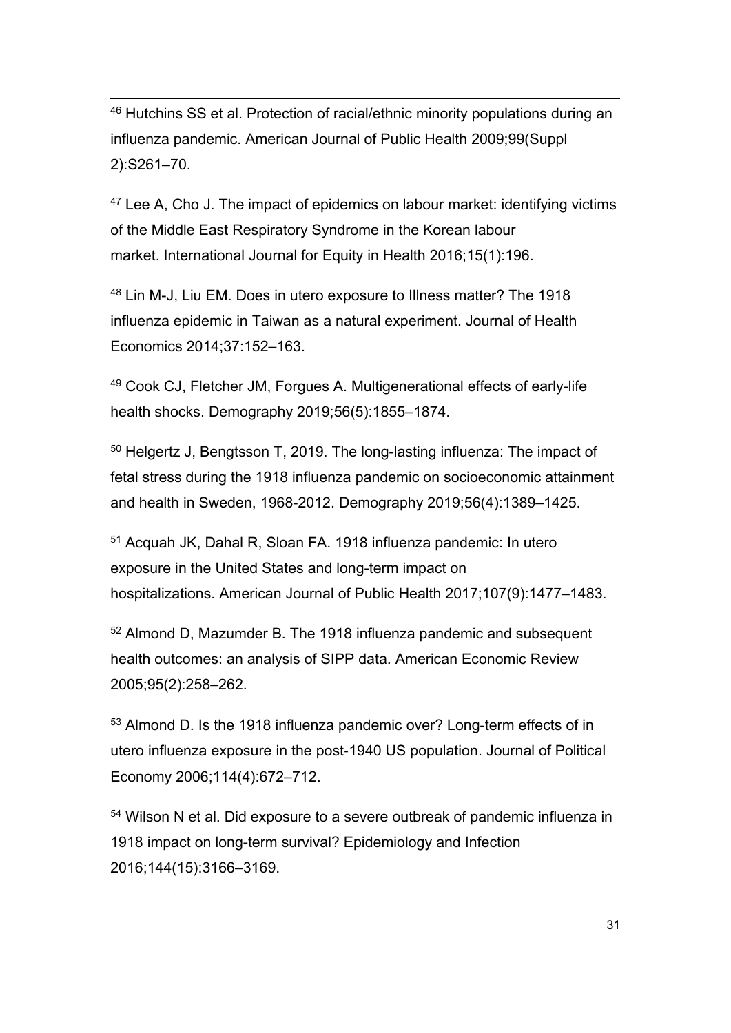[46] Hutchins SS et al. Protection of racial/ethnic minority populations during an influenza pandemic. American Journal of Public Health 2009;99(Suppl 2):S261–70.

[47] Lee A, Cho J. The impact of epidemics on labour market: identifying victims of the Middle East Respiratory Syndrome in the Korean labour market. International Journal for Equity in Health 2016;15(1):196.

[48] Lin M-J, Liu EM. Does in utero exposure to Illness matter? The 1918 influenza epidemic in Taiwan as a natural experiment. Journal of Health Economics 2014;37:152–163.

[49] Cook CJ, Fletcher JM, Forgues A. Multigenerational effects of early-life health shocks. Demography 2019;56(5):1855–1874.

[50] Helgertz J, Bengtsson T, 2019. The long-lasting influenza: The impact of fetal stress during the 1918 influenza pandemic on socioeconomic attainment and health in Sweden, 1968-2012. Demography 2019;56(4):1389–1425.

[51] Acquah JK, Dahal R, Sloan FA. 1918 influenza pandemic: In utero exposure in the United States and long-term impact on hospitalizations. American Journal of Public Health 2017;107(9):1477–1483.

[52] Almond D, Mazumder B. The 1918 influenza pandemic and subsequent health outcomes: an analysis of SIPP data. American Economic Review 2005;95(2):258–262.

[53] Almond D. Is the 1918 influenza pandemic over? Long-term effects of in utero influenza exposure in the post-1940 US population. Journal of Political Economy 2006;114(4):672–712.

[54] Wilson N et al. Did exposure to a severe outbreak of pandemic influenza in 1918 impact on long-term survival? Epidemiology and Infection 2016;144(15):3166–3169.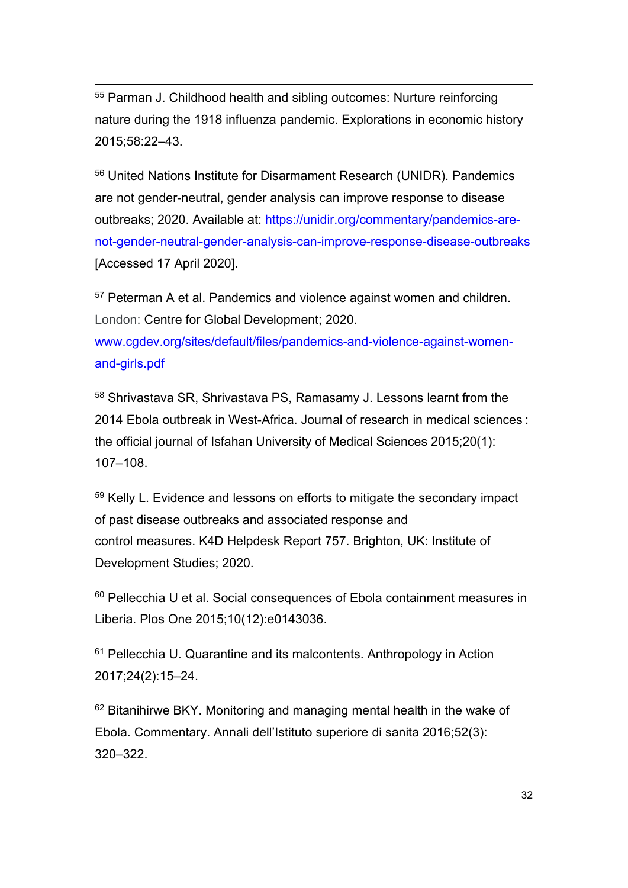[55] Parman J. Childhood health and sibling outcomes: Nurture reinforcing nature during the 1918 influenza pandemic. Explorations in economic history 2015;58:22–43.

[56] United Nations Institute for Disarmament Research (UNIDR). Pandemics are not gender-neutral, gender analysis can improve response to disease outbreaks; 2020. Available at: https://unidir.org/commentary/pandemics-are-not-gender-neutral-gender-analysis-can-improve-response-disease-outbreaks [Accessed 17 April 2020].

[57] Peterman A et al. Pandemics and violence against women and children. London: Centre for Global Development; 2020. www.cgdev.org/sites/default/files/pandemics-and-violence-against-women-and-girls.pdf

[58] Shrivastava SR, Shrivastava PS, Ramasamy J. Lessons learnt from the 2014 Ebola outbreak in West-Africa. Journal of research in medical sciences : the official journal of Isfahan University of Medical Sciences 2015;20(1): 107–108.

[59] Kelly L. Evidence and lessons on efforts to mitigate the secondary impact of past disease outbreaks and associated response and control measures. K4D Helpdesk Report 757. Brighton, UK: Institute of Development Studies; 2020.

[60] Pellecchia U et al. Social consequences of Ebola containment measures in Liberia. Plos One 2015;10(12):e0143036.

[61] Pellecchia U. Quarantine and its malcontents. Anthropology in Action 2017;24(2):15–24.

[62] Bitanihirwe BKY. Monitoring and managing mental health in the wake of Ebola. Commentary. Annali dell'Istituto superiore di sanita 2016;52(3): 320–322.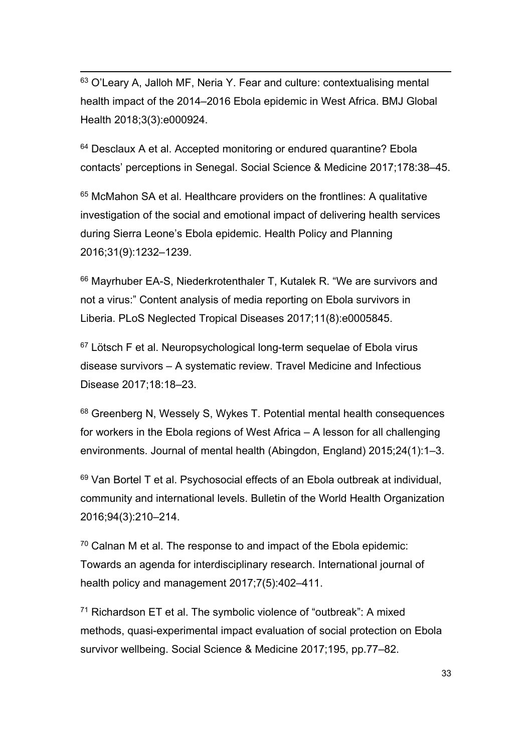[63] O'Leary A, Jalloh MF, Neria Y. Fear and culture: contextualising mental health impact of the 2014–2016 Ebola epidemic in West Africa. BMJ Global Health 2018;3(3):e000924.

[64] Desclaux A et al. Accepted monitoring or endured quarantine? Ebola contacts' perceptions in Senegal. Social Science & Medicine 2017;178:38–45.

[65] McMahon SA et al. Healthcare providers on the frontlines: A qualitative investigation of the social and emotional impact of delivering health services during Sierra Leone's Ebola epidemic. Health Policy and Planning 2016;31(9):1232–1239.

[66] Mayrhuber EA-S, Niederkrotenthaler T, Kutalek R. "We are survivors and not a virus:" Content analysis of media reporting on Ebola survivors in Liberia. PLoS Neglected Tropical Diseases 2017;11(8):e0005845.

[67] Lötsch F et al. Neuropsychological long-term sequelae of Ebola virus disease survivors – A systematic review. Travel Medicine and Infectious Disease 2017;18:18–23.

[68] Greenberg N, Wessely S, Wykes T. Potential mental health consequences for workers in the Ebola regions of West Africa – A lesson for all challenging environments. Journal of mental health (Abingdon, England) 2015;24(1):1–3.

[69] Van Bortel T et al. Psychosocial effects of an Ebola outbreak at individual, community and international levels. Bulletin of the World Health Organization 2016;94(3):210–214.

[70] Calnan M et al. The response to and impact of the Ebola epidemic: Towards an agenda for interdisciplinary research. International journal of health policy and management 2017;7(5):402–411.

[71] Richardson ET et al. The symbolic violence of "outbreak": A mixed methods, quasi-experimental impact evaluation of social protection on Ebola survivor wellbeing. Social Science & Medicine 2017;195, pp.77–82.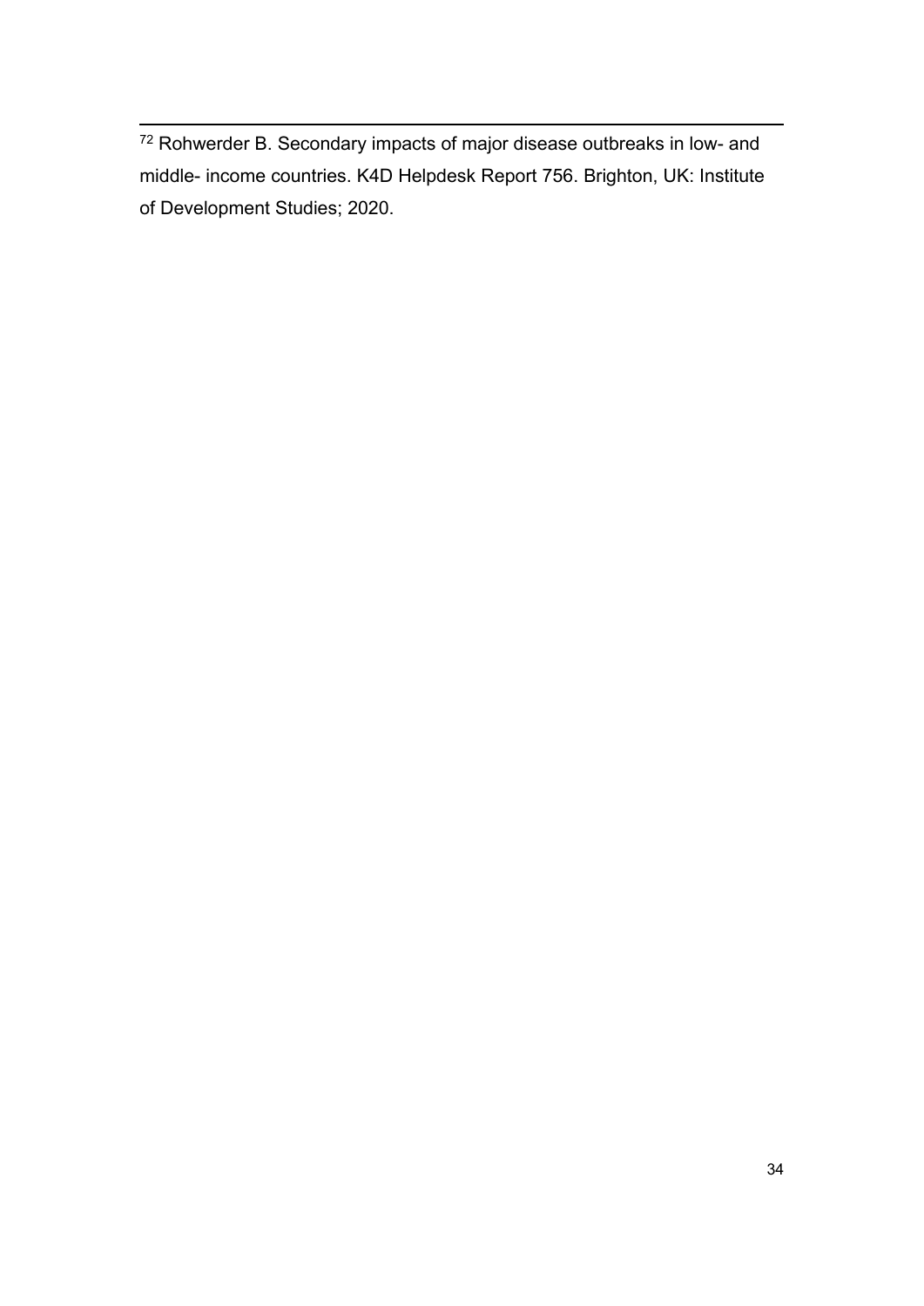[72] Rohwerder B. Secondary impacts of major disease outbreaks in low- and middle- income countries. K4D Helpdesk Report 756. Brighton, UK: Institute of Development Studies; 2020.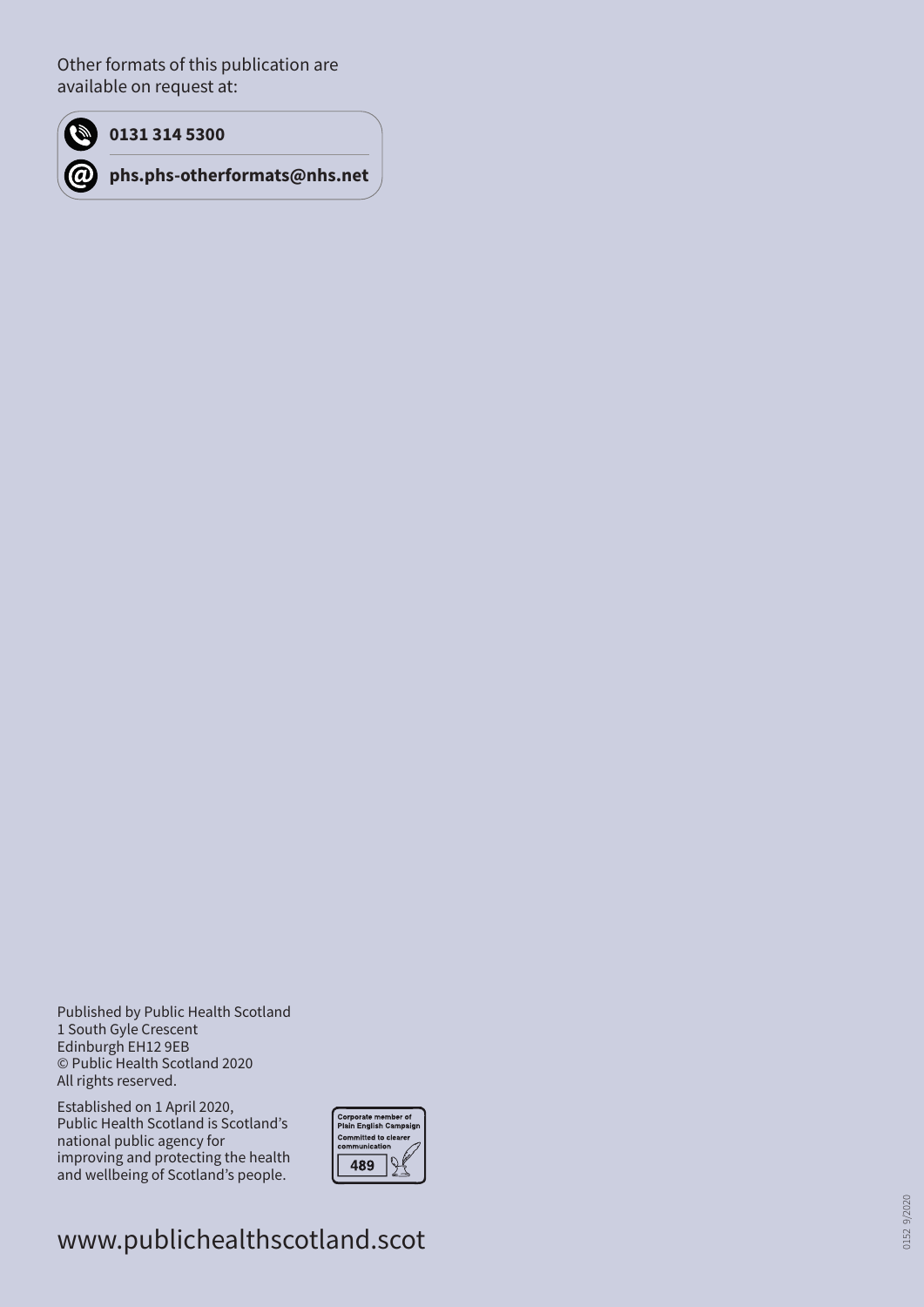Other formats of this publication are available on request at:

**0131 314 5300**

**phs.phs-otherformats@nhs.net**

Published by Public Health Scotland
1 South Gyle Crescent
Edinburgh EH12 9EB
© Public Health Scotland 2020
All rights reserved.

Established on 1 April 2020, Public Health Scotland is Scotland's national public agency for improving and protecting the health and wellbeing of Scotland's people.

Corporate member of Plain English Campaign
Committed to clearer communication
489

www.publichealthscotland.scot

0152 9/2020